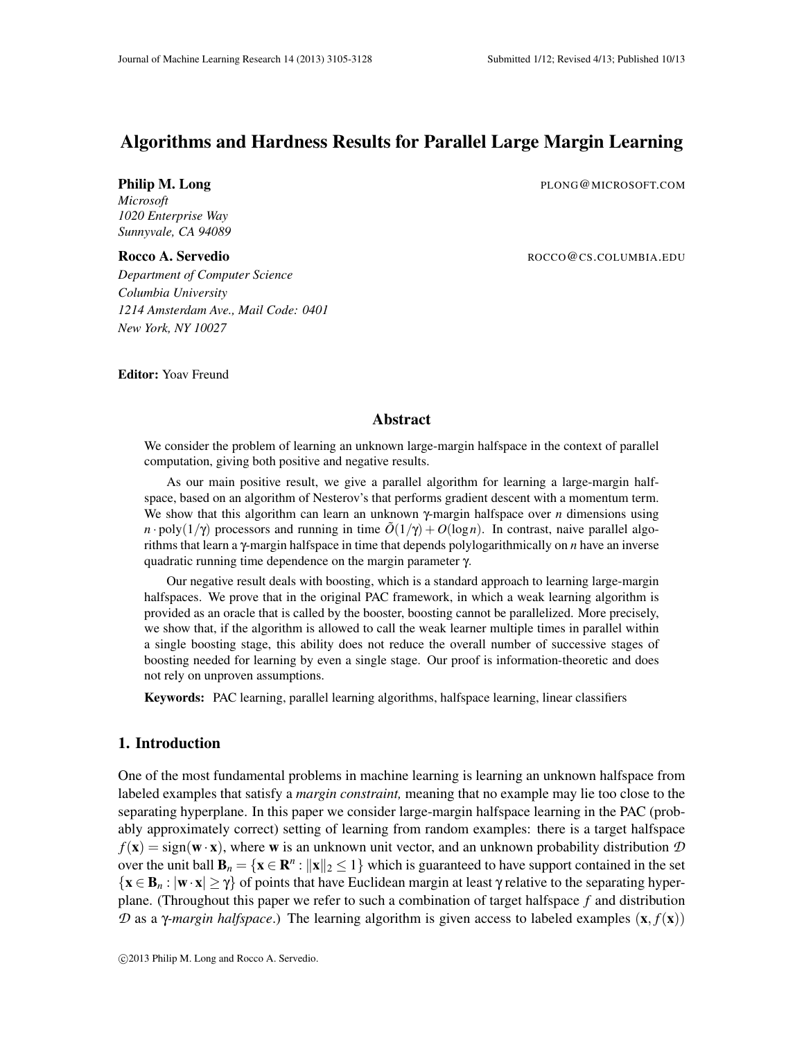# Algorithms and Hardness Results for Parallel Large Margin Learning

**Philip M. Long** PLONG@MICROSOFT.COM

*Microsoft*
*1020 Enterprise Way*
*Sunnyvale, CA 94089*

**Rocco A. Servedio** ROCCO@CS.COLUMBIA.EDU

*Department of Computer Science*
*Columbia University*
*1214 Amsterdam Ave., Mail Code: 0401*
*New York, NY 10027*

**Editor:** Yoav Freund

## Abstract

We consider the problem of learning an unknown large-margin halfspace in the context of parallel computation, giving both positive and negative results.

As our main positive result, we give a parallel algorithm for learning a large-margin halfspace, based on an algorithm of Nesterov's that performs gradient descent with a momentum term. We show that this algorithm can learn an unknown $\gamma$-margin halfspace over $n$ dimensions using $n \cdot \text{poly}(1/\gamma)$ processors and running in time $\tilde{O}(1/\gamma) + O(\log n)$. In contrast, naive parallel algorithms that learn a $\gamma$-margin halfspace in time that depends polylogarithmically on $n$ have an inverse quadratic running time dependence on the margin parameter $\gamma$.

Our negative result deals with boosting, which is a standard approach to learning large-margin halfspaces. We prove that in the original PAC framework, in which a weak learning algorithm is provided as an oracle that is called by the booster, boosting cannot be parallelized. More precisely, we show that, if the algorithm is allowed to call the weak learner multiple times in parallel within a single boosting stage, this ability does not reduce the overall number of successive stages of boosting needed for learning by even a single stage. Our proof is information-theoretic and does not rely on unproven assumptions.

**Keywords:** PAC learning, parallel learning algorithms, halfspace learning, linear classifiers

## 1. Introduction

One of the most fundamental problems in machine learning is learning an unknown halfspace from labeled examples that satisfy a *margin constraint,* meaning that no example may lie too close to the separating hyperplane. In this paper we consider large-margin halfspace learning in the PAC (probably approximately correct) setting of learning from random examples: there is a target halfspace $f(\mathbf{x}) = \text{sign}(\mathbf{w} \cdot \mathbf{x})$, where $\mathbf{w}$ is an unknown unit vector, and an unknown probability distribution $\mathcal{D}$ over the unit ball $\mathbf{B}_n = \{\mathbf{x} \in \mathbf{R}^n : \|\mathbf{x}\|_2 \leq 1\}$ which is guaranteed to have support contained in the set $\{\mathbf{x} \in \mathbf{B}_n : |\mathbf{w} \cdot \mathbf{x}| \geq \gamma\}$ of points that have Euclidean margin at least $\gamma$ relative to the separating hyperplane. (Throughout this paper we refer to such a combination of target halfspace $f$ and distribution $\mathcal{D}$ as a $\gamma$*-margin halfspace*.) The learning algorithm is given access to labeled examples $(\mathbf{x}, f(\mathbf{x}))$

©2013 Philip M. Long and Rocco A. Servedio.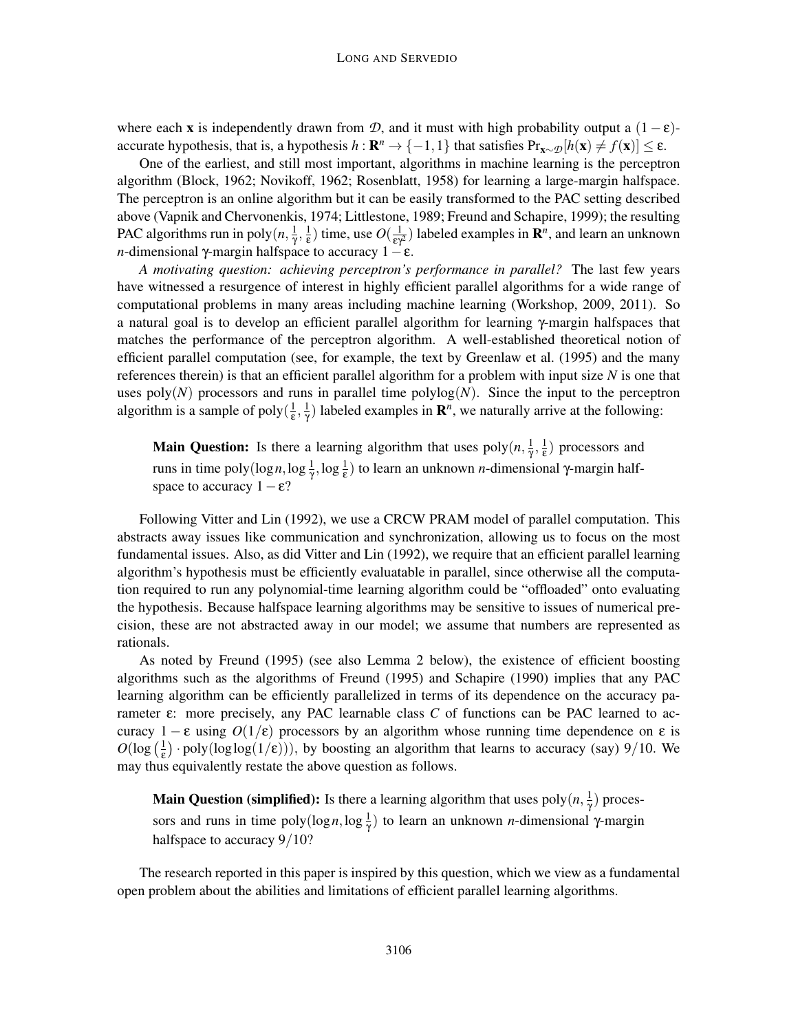where each $\mathbf{x}$ is independently drawn from $\mathcal{D}$, and it must with high probability output a $(1-\varepsilon)$-accurate hypothesis, that is, a hypothesis $h : \mathbf{R}^n \to \{-1, 1\}$ that satisfies $\Pr_{\mathbf{x}\sim\mathcal{D}}[h(\mathbf{x}) \neq f(\mathbf{x})] \leq \varepsilon$.

One of the earliest, and still most important, algorithms in machine learning is the perceptron algorithm (Block, 1962; Novikoff, 1962; Rosenblatt, 1958) for learning a large-margin halfspace. The perceptron is an online algorithm but it can be easily transformed to the PAC setting described above (Vapnik and Chervonenkis, 1974; Littlestone, 1989; Freund and Schapire, 1999); the resulting PAC algorithms run in $\text{poly}(n, \frac{1}{\gamma}, \frac{1}{\varepsilon})$ time, use $O(\frac{1}{\varepsilon\gamma^2})$ labeled examples in $\mathbf{R}^n$, and learn an unknown $n$-dimensional $\gamma$-margin halfspace to accuracy $1-\varepsilon$.

*A motivating question: achieving perceptron's performance in parallel?* The last few years have witnessed a resurgence of interest in highly efficient parallel algorithms for a wide range of computational problems in many areas including machine learning (Workshop, 2009, 2011). So a natural goal is to develop an efficient parallel algorithm for learning $\gamma$-margin halfspaces that matches the performance of the perceptron algorithm. A well-established theoretical notion of efficient parallel computation (see, for example, the text by Greenlaw et al. (1995) and the many references therein) is that an efficient parallel algorithm for a problem with input size $N$ is one that uses $\text{poly}(N)$ processors and runs in parallel time $\text{polylog}(N)$. Since the input to the perceptron algorithm is a sample of $\text{poly}(\frac{1}{\varepsilon}, \frac{1}{\gamma})$ labeled examples in $\mathbf{R}^n$, we naturally arrive at the following:

> **Main Question:** Is there a learning algorithm that uses $\text{poly}(n, \frac{1}{\gamma}, \frac{1}{\varepsilon})$ processors and runs in time $\text{poly}(\log n, \log\frac{1}{\gamma}, \log\frac{1}{\varepsilon})$ to learn an unknown $n$-dimensional $\gamma$-margin halfspace to accuracy $1-\varepsilon$?

Following Vitter and Lin (1992), we use a CRCW PRAM model of parallel computation. This abstracts away issues like communication and synchronization, allowing us to focus on the most fundamental issues. Also, as did Vitter and Lin (1992), we require that an efficient parallel learning algorithm's hypothesis must be efficiently evaluatable in parallel, since otherwise all the computation required to run any polynomial-time learning algorithm could be "offloaded" onto evaluating the hypothesis. Because halfspace learning algorithms may be sensitive to issues of numerical precision, these are not abstracted away in our model; we assume that numbers are represented as rationals.

As noted by Freund (1995) (see also Lemma 2 below), the existence of efficient boosting algorithms such as the algorithms of Freund (1995) and Schapire (1990) implies that any PAC learning algorithm can be efficiently parallelized in terms of its dependence on the accuracy parameter $\varepsilon$: more precisely, any PAC learnable class $C$ of functions can be PAC learned to accuracy $1-\varepsilon$ using $O(1/\varepsilon)$ processors by an algorithm whose running time dependence on $\varepsilon$ is $O(\log\left(\frac{1}{\varepsilon}\right) \cdot \text{poly}(\log\log(1/\varepsilon)))$, by boosting an algorithm that learns to accuracy (say) $9/10$. We may thus equivalently restate the above question as follows.

> **Main Question (simplified):** Is there a learning algorithm that uses $\text{poly}(n, \frac{1}{\gamma})$ processors and runs in time $\text{poly}(\log n, \log\frac{1}{\gamma})$ to learn an unknown $n$-dimensional $\gamma$-margin halfspace to accuracy $9/10$?

The research reported in this paper is inspired by this question, which we view as a fundamental open problem about the abilities and limitations of efficient parallel learning algorithms.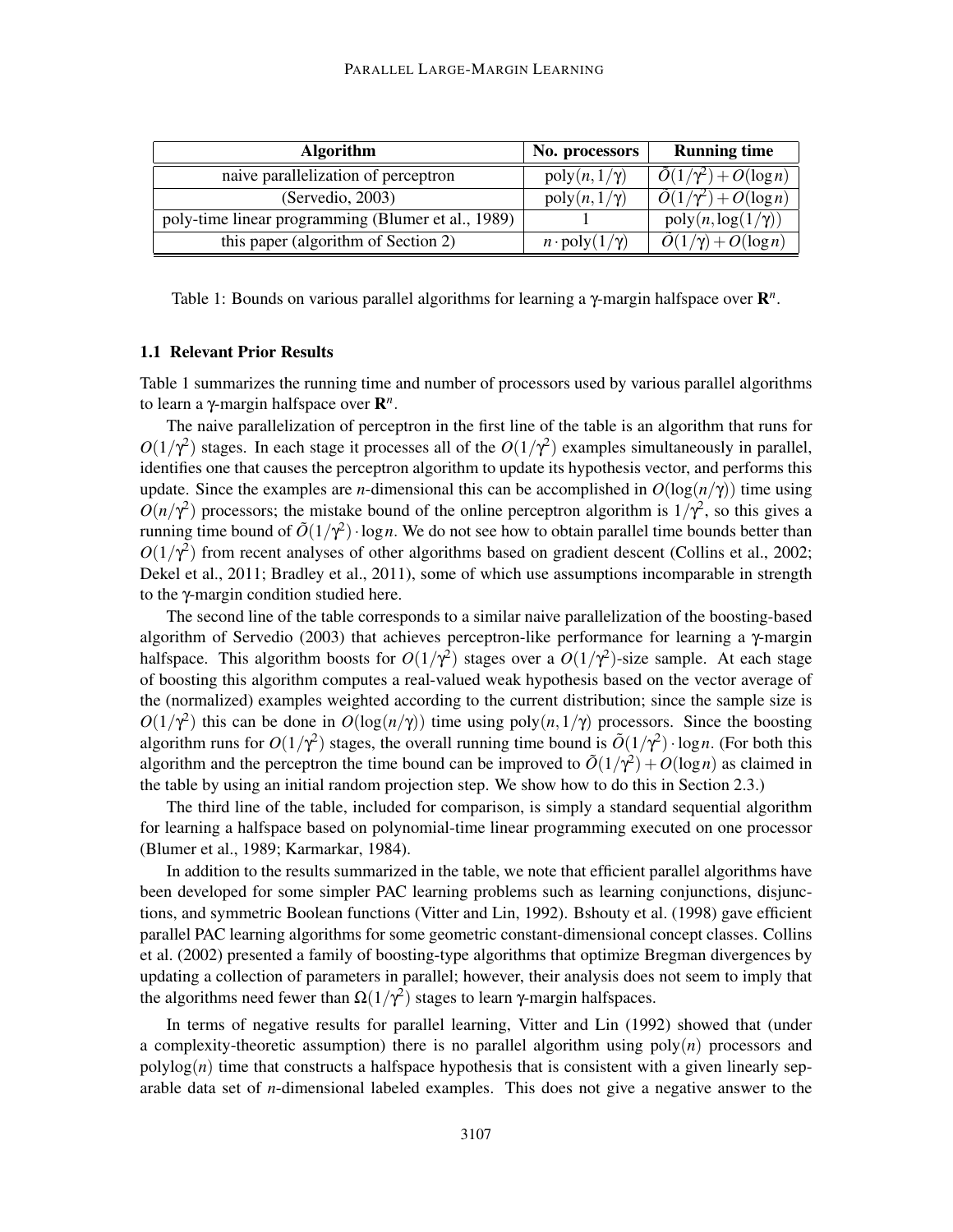| Algorithm | No. processors | Running time |
|---|---|---|
| naive parallelization of perceptron | $\text{poly}(n, 1/\gamma)$ | $\tilde{O}(1/\gamma^2) + O(\log n)$ |
| (Servedio, 2003) | $\text{poly}(n, 1/\gamma)$ | $\tilde{O}(1/\gamma^2) + O(\log n)$ |
| poly-time linear programming (Blumer et al., 1989) | 1 | $\text{poly}(n, \log(1/\gamma))$ |
| this paper (algorithm of Section 2) | $n \cdot \text{poly}(1/\gamma)$ | $\tilde{O}(1/\gamma) + O(\log n)$ |

Table 1: Bounds on various parallel algorithms for learning a $\gamma$-margin halfspace over $\mathbf{R}^n$.

### 1.1 Relevant Prior Results

Table 1 summarizes the running time and number of processors used by various parallel algorithms to learn a $\gamma$-margin halfspace over $\mathbf{R}^n$.

The naive parallelization of perceptron in the first line of the table is an algorithm that runs for $O(1/\gamma^2)$ stages. In each stage it processes all of the $O(1/\gamma^2)$ examples simultaneously in parallel, identifies one that causes the perceptron algorithm to update its hypothesis vector, and performs this update. Since the examples are $n$-dimensional this can be accomplished in $O(\log(n/\gamma))$ time using $O(n/\gamma^2)$ processors; the mistake bound of the online perceptron algorithm is $1/\gamma^2$, so this gives a running time bound of $\tilde{O}(1/\gamma^2) \cdot \log n$. We do not see how to obtain parallel time bounds better than $O(1/\gamma^2)$ from recent analyses of other algorithms based on gradient descent (Collins et al., 2002; Dekel et al., 2011; Bradley et al., 2011), some of which use assumptions incomparable in strength to the $\gamma$-margin condition studied here.

The second line of the table corresponds to a similar naive parallelization of the boosting-based algorithm of Servedio (2003) that achieves perceptron-like performance for learning a $\gamma$-margin halfspace. This algorithm boosts for $O(1/\gamma^2)$ stages over a $O(1/\gamma^2)$-size sample. At each stage of boosting this algorithm computes a real-valued weak hypothesis based on the vector average of the (normalized) examples weighted according to the current distribution; since the sample size is $O(1/\gamma^2)$ this can be done in $O(\log(n/\gamma))$ time using $\text{poly}(n, 1/\gamma)$ processors. Since the boosting algorithm runs for $O(1/\gamma^2)$ stages, the overall running time bound is $\tilde{O}(1/\gamma^2) \cdot \log n$. (For both this algorithm and the perceptron the time bound can be improved to $\tilde{O}(1/\gamma^2) + O(\log n)$ as claimed in the table by using an initial random projection step. We show how to do this in Section 2.3.)

The third line of the table, included for comparison, is simply a standard sequential algorithm for learning a halfspace based on polynomial-time linear programming executed on one processor (Blumer et al., 1989; Karmarkar, 1984).

In addition to the results summarized in the table, we note that efficient parallel algorithms have been developed for some simpler PAC learning problems such as learning conjunctions, disjunctions, and symmetric Boolean functions (Vitter and Lin, 1992). Bshouty et al. (1998) gave efficient parallel PAC learning algorithms for some geometric constant-dimensional concept classes. Collins et al. (2002) presented a family of boosting-type algorithms that optimize Bregman divergences by updating a collection of parameters in parallel; however, their analysis does not seem to imply that the algorithms need fewer than $\Omega(1/\gamma^2)$ stages to learn $\gamma$-margin halfspaces.

In terms of negative results for parallel learning, Vitter and Lin (1992) showed that (under a complexity-theoretic assumption) there is no parallel algorithm using $\text{poly}(n)$ processors and $\text{polylog}(n)$ time that constructs a halfspace hypothesis that is consistent with a given linearly separable data set of $n$-dimensional labeled examples. This does not give a negative answer to the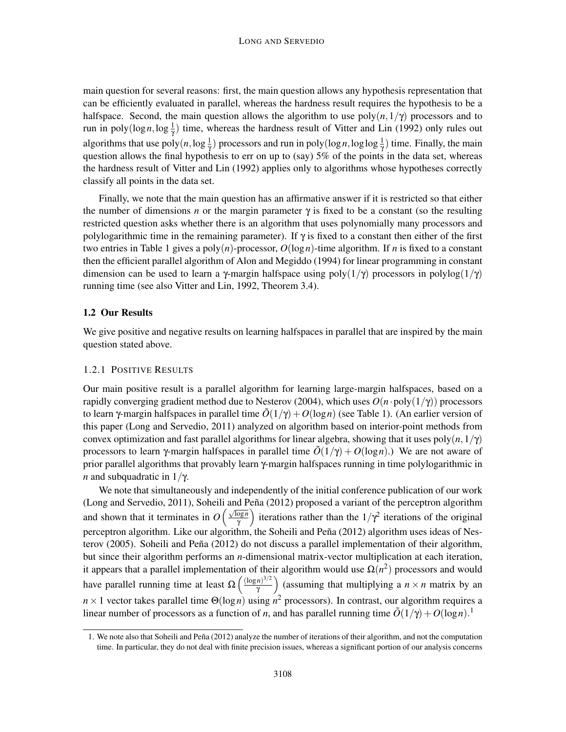main question for several reasons: first, the main question allows any hypothesis representation that can be efficiently evaluated in parallel, whereas the hardness result requires the hypothesis to be a halfspace. Second, the main question allows the algorithm to use $\text{poly}(n, 1/\gamma)$ processors and to run in $\text{poly}(\log n, \log \frac{1}{\gamma})$ time, whereas the hardness result of Vitter and Lin (1992) only rules out algorithms that use $\text{poly}(n, \log \frac{1}{\gamma})$ processors and run in $\text{poly}(\log n, \log\log \frac{1}{\gamma})$ time. Finally, the main question allows the final hypothesis to err on up to (say) 5% of the points in the data set, whereas the hardness result of Vitter and Lin (1992) applies only to algorithms whose hypotheses correctly classify all points in the data set.

Finally, we note that the main question has an affirmative answer if it is restricted so that either the number of dimensions $n$ or the margin parameter $\gamma$ is fixed to be a constant (so the resulting restricted question asks whether there is an algorithm that uses polynomially many processors and polylogarithmic time in the remaining parameter). If $\gamma$ is fixed to a constant then either of the first two entries in Table 1 gives a $\text{poly}(n)$-processor, $O(\log n)$-time algorithm. If $n$ is fixed to a constant then the efficient parallel algorithm of Alon and Megiddo (1994) for linear programming in constant dimension can be used to learn a $\gamma$-margin halfspace using $\text{poly}(1/\gamma)$ processors in $\text{polylog}(1/\gamma)$ running time (see also Vitter and Lin, 1992, Theorem 3.4).

## 1.2 Our Results

We give positive and negative results on learning halfspaces in parallel that are inspired by the main question stated above.

### 1.2.1 Positive Results

Our main positive result is a parallel algorithm for learning large-margin halfspaces, based on a rapidly converging gradient method due to Nesterov (2004), which uses $O(n \cdot \text{poly}(1/\gamma))$ processors to learn $\gamma$-margin halfspaces in parallel time $\tilde{O}(1/\gamma) + O(\log n)$ (see Table 1). (An earlier version of this paper (Long and Servedio, 2011) analyzed on algorithm based on interior-point methods from convex optimization and fast parallel algorithms for linear algebra, showing that it uses $\text{poly}(n, 1/\gamma)$ processors to learn $\gamma$-margin halfspaces in parallel time $\tilde{O}(1/\gamma) + O(\log n)$.) We are not aware of prior parallel algorithms that provably learn $\gamma$-margin halfspaces running in time polylogarithmic in $n$ and subquadratic in $1/\gamma$.

We note that simultaneously and independently of the initial conference publication of our work (Long and Servedio, 2011), Soheili and Peña (2012) proposed a variant of the perceptron algorithm and shown that it terminates in $O\left(\frac{\sqrt{\log n}}{\gamma}\right)$ iterations rather than the $1/\gamma^2$ iterations of the original perceptron algorithm. Like our algorithm, the Soheili and Peña (2012) algorithm uses ideas of Nesterov (2005). Soheili and Peña (2012) do not discuss a parallel implementation of their algorithm, but since their algorithm performs an $n$-dimensional matrix-vector multiplication at each iteration, it appears that a parallel implementation of their algorithm would use $\Omega(n^2)$ processors and would have parallel running time at least $\Omega\left(\frac{(\log n)^{3/2}}{\gamma}\right)$ (assuming that multiplying a $n \times n$ matrix by an $n \times 1$ vector takes parallel time $\Theta(\log n)$ using $n^2$ processors). In contrast, our algorithm requires a linear number of processors as a function of $n$, and has parallel running time $\tilde{O}(1/\gamma) + O(\log n)$.[1]

1. We note also that Soheili and Peña (2012) analyze the number of iterations of their algorithm, and not the computation time. In particular, they do not deal with finite precision issues, whereas a significant portion of our analysis concerns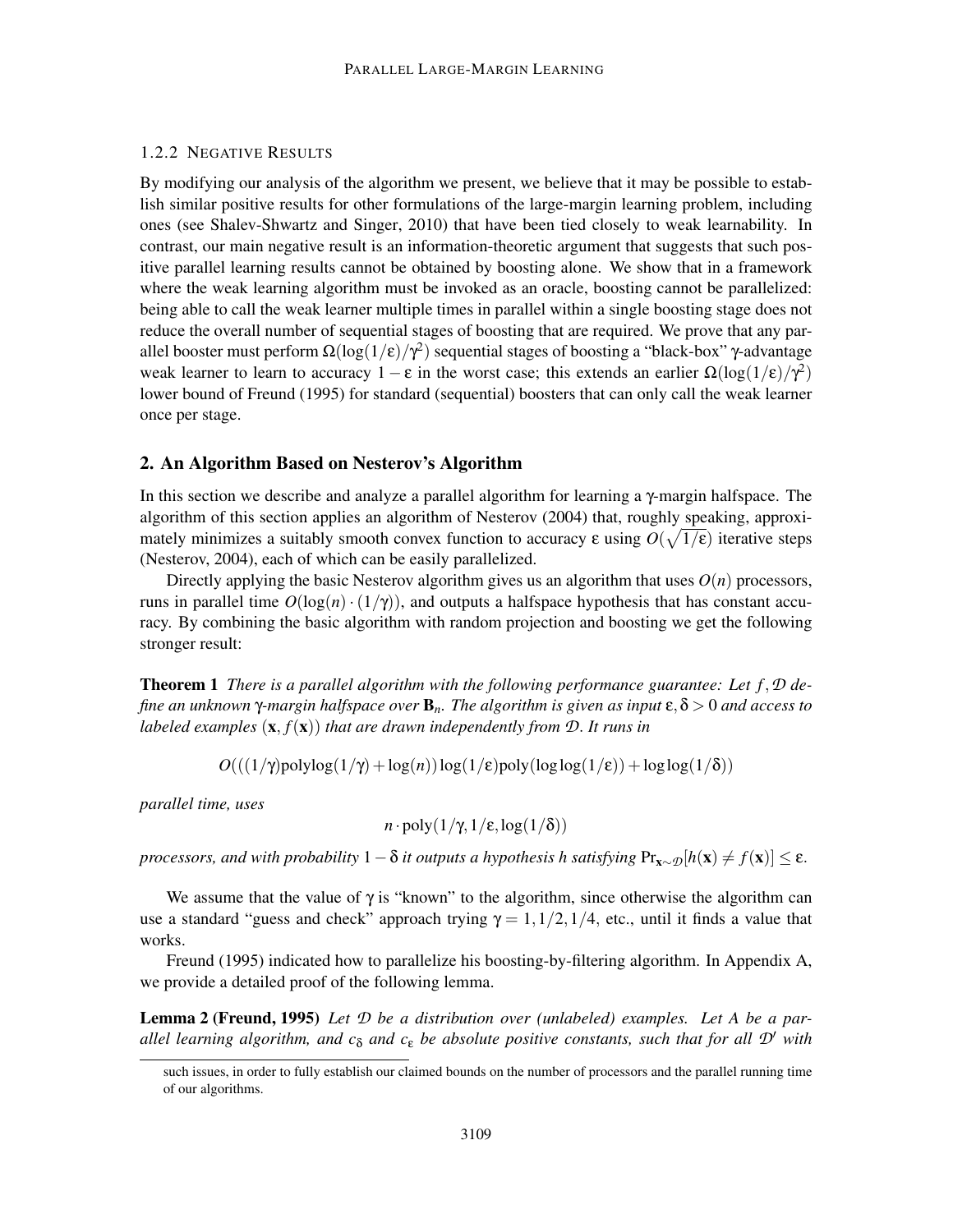#### 1.2.2 NEGATIVE RESULTS

By modifying our analysis of the algorithm we present, we believe that it may be possible to establish similar positive results for other formulations of the large-margin learning problem, including ones (see Shalev-Shwartz and Singer, 2010) that have been tied closely to weak learnability. In contrast, our main negative result is an information-theoretic argument that suggests that such positive parallel learning results cannot be obtained by boosting alone. We show that in a framework where the weak learning algorithm must be invoked as an oracle, boosting cannot be parallelized: being able to call the weak learner multiple times in parallel within a single boosting stage does not reduce the overall number of sequential stages of boosting that are required. We prove that any parallel booster must perform $\Omega(\log(1/\varepsilon)/\gamma^2)$ sequential stages of boosting a "black-box" $\gamma$-advantage weak learner to learn to accuracy $1-\varepsilon$ in the worst case; this extends an earlier $\Omega(\log(1/\varepsilon)/\gamma^2)$ lower bound of Freund (1995) for standard (sequential) boosters that can only call the weak learner once per stage.

## 2. An Algorithm Based on Nesterov's Algorithm

In this section we describe and analyze a parallel algorithm for learning a $\gamma$-margin halfspace. The algorithm of this section applies an algorithm of Nesterov (2004) that, roughly speaking, approximately minimizes a suitably smooth convex function to accuracy $\varepsilon$ using $O(\sqrt{1/\varepsilon})$ iterative steps (Nesterov, 2004), each of which can be easily parallelized.

Directly applying the basic Nesterov algorithm gives us an algorithm that uses $O(n)$ processors, runs in parallel time $O(\log(n)\cdot(1/\gamma))$, and outputs a halfspace hypothesis that has constant accuracy. By combining the basic algorithm with random projection and boosting we get the following stronger result:

**Theorem 1** *There is a parallel algorithm with the following performance guarantee: Let $f,\mathcal{D}$ define an unknown $\gamma$-margin halfspace over $\mathbf{B}_n$. The algorithm is given as input $\varepsilon,\delta>0$ and access to labeled examples $(\mathbf{x}, f(\mathbf{x}))$ that are drawn independently from $\mathcal{D}$. It runs in*

$$O(((1/\gamma)\text{polylog}(1/\gamma)+\log(n))\log(1/\varepsilon)\text{poly}(\log\log(1/\varepsilon))+\log\log(1/\delta))$$

*parallel time, uses*

$$n\cdot\text{poly}(1/\gamma, 1/\varepsilon, \log(1/\delta))$$

*processors, and with probability $1-\delta$ it outputs a hypothesis $h$ satisfying $\Pr_{\mathbf{x}\sim\mathcal{D}}[h(\mathbf{x})\neq f(\mathbf{x})]\leq\varepsilon$.*

We assume that the value of $\gamma$ is "known" to the algorithm, since otherwise the algorithm can use a standard "guess and check" approach trying $\gamma = 1, 1/2, 1/4$, etc., until it finds a value that works.

Freund (1995) indicated how to parallelize his boosting-by-filtering algorithm. In Appendix A, we provide a detailed proof of the following lemma.

**Lemma 2 (Freund, 1995)** *Let $\mathcal{D}$ be a distribution over (unlabeled) examples. Let $A$ be a parallel learning algorithm, and $c_\delta$ and $c_\varepsilon$ be absolute positive constants, such that for all $\mathcal{D}'$ with*

such issues, in order to fully establish our claimed bounds on the number of processors and the parallel running time of our algorithms.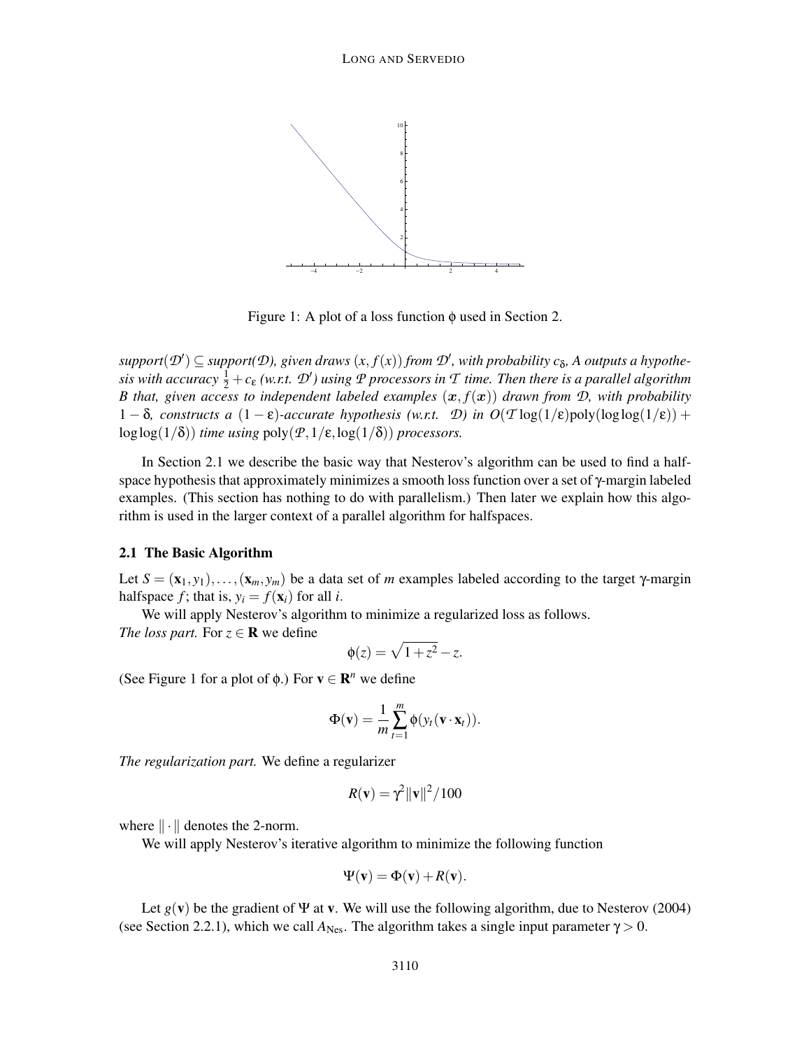Figure 1: A plot of a loss function $\phi$ used in Section 2.

*support($\mathcal{D}'$) $\subseteq$ support($\mathcal{D}$), given draws $(x, f(x))$ from $\mathcal{D}'$, with probability $c_\delta$, A outputs a hypothesis with accuracy $\frac{1}{2} + c_\varepsilon$ (w.r.t. $\mathcal{D}'$) using $\mathcal{P}$ processors in $\mathcal{T}$ time. Then there is a parallel algorithm B that, given access to independent labeled examples $(\boldsymbol{x}, f(\boldsymbol{x}))$ drawn from $\mathcal{D}$, with probability $1-\delta$, constructs a $(1-\varepsilon)$-accurate hypothesis (w.r.t. $\mathcal{D}$) in $O(\mathcal{T}\log(1/\varepsilon)\mathrm{poly}(\log\log(1/\varepsilon)) + \log\log(1/\delta))$ time using $\mathrm{poly}(\mathcal{P}, 1/\varepsilon, \log(1/\delta))$ processors.*

In Section 2.1 we describe the basic way that Nesterov's algorithm can be used to find a halfspace hypothesis that approximately minimizes a smooth loss function over a set of $\gamma$-margin labeled examples. (This section has nothing to do with parallelism.) Then later we explain how this algorithm is used in the larger context of a parallel algorithm for halfspaces.

### 2.1 The Basic Algorithm

Let $S = (\mathbf{x}_1, y_1), \ldots, (\mathbf{x}_m, y_m)$ be a data set of $m$ examples labeled according to the target $\gamma$-margin halfspace $f$; that is, $y_i = f(\mathbf{x}_i)$ for all $i$.

We will apply Nesterov's algorithm to minimize a regularized loss as follows.
*The loss part.* For $z \in \mathbf{R}$ we define

$$\phi(z) = \sqrt{1+z^2} - z.$$

(See Figure 1 for a plot of $\phi$.) For $\mathbf{v} \in \mathbf{R}^n$ we define

$$\Phi(\mathbf{v}) = \frac{1}{m}\sum_{t=1}^{m} \phi(y_t(\mathbf{v}\cdot\mathbf{x}_t)).$$

*The regularization part.* We define a regularizer

$$R(\mathbf{v}) = \gamma^2 \|\mathbf{v}\|^2/100$$

where $\|\cdot\|$ denotes the 2-norm.

We will apply Nesterov's iterative algorithm to minimize the following function

$$\Psi(\mathbf{v}) = \Phi(\mathbf{v}) + R(\mathbf{v}).$$

Let $g(\mathbf{v})$ be the gradient of $\Psi$ at $\mathbf{v}$. We will use the following algorithm, due to Nesterov (2004) (see Section 2.2.1), which we call $A_{\mathrm{Nes}}$. The algorithm takes a single input parameter $\gamma > 0$.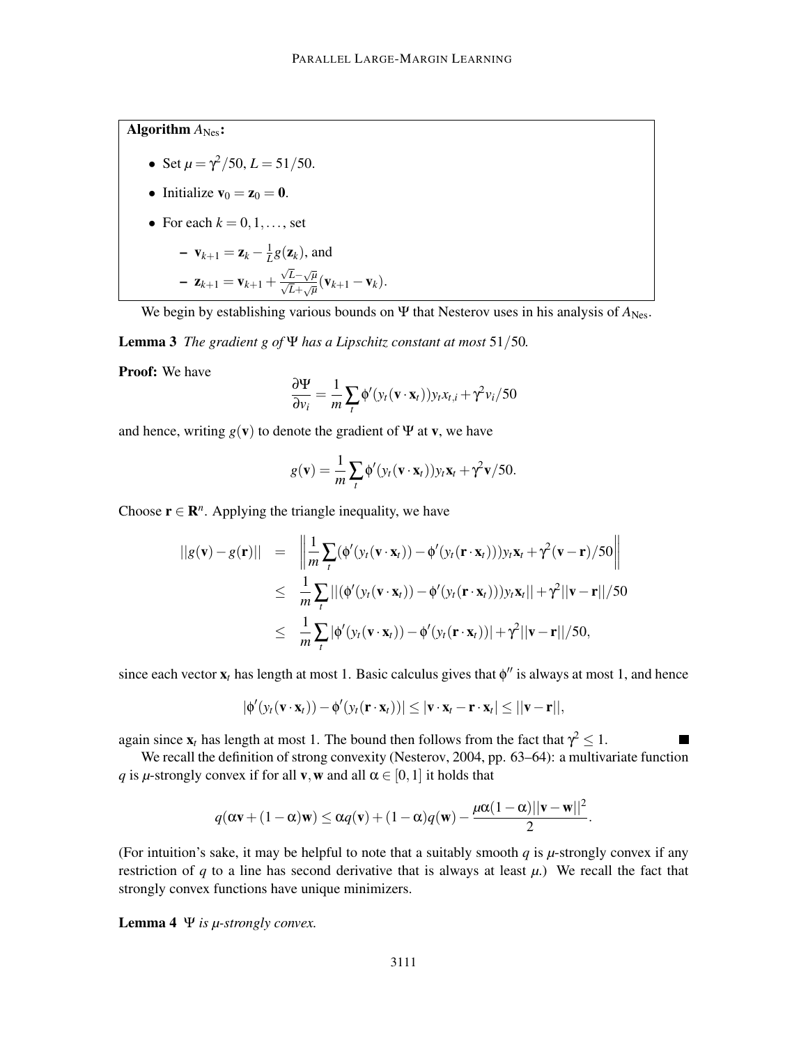**Algorithm** $A_{\mathrm{Nes}}$**:**

- Set $\mu = \gamma^2/50$, $L = 51/50$.
- Initialize $\mathbf{v}_0 = \mathbf{z}_0 = \mathbf{0}$.
- For each $k = 0, 1, \ldots$, set
  - $\mathbf{v}_{k+1} = \mathbf{z}_k - \frac{1}{L} g(\mathbf{z}_k)$, and
  - $\mathbf{z}_{k+1} = \mathbf{v}_{k+1} + \frac{\sqrt{L}-\sqrt{\mu}}{\sqrt{L}+\sqrt{\mu}}(\mathbf{v}_{k+1} - \mathbf{v}_k)$.

We begin by establishing various bounds on $\Psi$ that Nesterov uses in his analysis of $A_{\mathrm{Nes}}$.

**Lemma 3** *The gradient $g$ of $\Psi$ has a Lipschitz constant at most $51/50$.*

**Proof:** We have

$$\frac{\partial \Psi}{\partial v_i} = \frac{1}{m} \sum_t \phi'(y_t(\mathbf{v} \cdot \mathbf{x}_t)) y_t x_{t,i} + \gamma^2 v_i / 50$$

and hence, writing $g(\mathbf{v})$ to denote the gradient of $\Psi$ at $\mathbf{v}$, we have

$$g(\mathbf{v}) = \frac{1}{m} \sum_t \phi'(y_t(\mathbf{v} \cdot \mathbf{x}_t)) y_t \mathbf{x}_t + \gamma^2 \mathbf{v}/50.$$

Choose $\mathbf{r} \in \mathbf{R}^n$. Applying the triangle inequality, we have

$$\begin{aligned}
||g(\mathbf{v}) - g(\mathbf{r})|| &= \left\| \frac{1}{m} \sum_t (\phi'(y_t(\mathbf{v} \cdot \mathbf{x}_t)) - \phi'(y_t(\mathbf{r} \cdot \mathbf{x}_t))) y_t \mathbf{x}_t + \gamma^2 (\mathbf{v} - \mathbf{r})/50 \right\| \\
&\leq \frac{1}{m} \sum_t ||(\phi'(y_t(\mathbf{v} \cdot \mathbf{x}_t)) - \phi'(y_t(\mathbf{r} \cdot \mathbf{x}_t))) y_t \mathbf{x}_t|| + \gamma^2 ||\mathbf{v} - \mathbf{r}||/50 \\
&\leq \frac{1}{m} \sum_t |\phi'(y_t(\mathbf{v} \cdot \mathbf{x}_t)) - \phi'(y_t(\mathbf{r} \cdot \mathbf{x}_t))| + \gamma^2 ||\mathbf{v} - \mathbf{r}||/50,
\end{aligned}$$

since each vector $\mathbf{x}_t$ has length at most 1. Basic calculus gives that $\phi''$ is always at most 1, and hence

$$|\phi'(y_t(\mathbf{v} \cdot \mathbf{x}_t)) - \phi'(y_t(\mathbf{r} \cdot \mathbf{x}_t))| \leq |\mathbf{v} \cdot \mathbf{x}_t - \mathbf{r} \cdot \mathbf{x}_t| \leq ||\mathbf{v} - \mathbf{r}||,$$

again since $\mathbf{x}_t$ has length at most 1. The bound then follows from the fact that $\gamma^2 \leq 1$. ■

We recall the definition of strong convexity (Nesterov, 2004, pp. 63–64): a multivariate function $q$ is $\mu$-strongly convex if for all $\mathbf{v}, \mathbf{w}$ and all $\alpha \in [0,1]$ it holds that

$$q(\alpha \mathbf{v} + (1-\alpha)\mathbf{w}) \leq \alpha q(\mathbf{v}) + (1-\alpha) q(\mathbf{w}) - \frac{\mu \alpha (1-\alpha) ||\mathbf{v} - \mathbf{w}||^2}{2}.$$

(For intuition's sake, it may be helpful to note that a suitably smooth $q$ is $\mu$-strongly convex if any restriction of $q$ to a line has second derivative that is always at least $\mu$.) We recall the fact that strongly convex functions have unique minimizers.

**Lemma 4** *$\Psi$ is $\mu$-strongly convex.*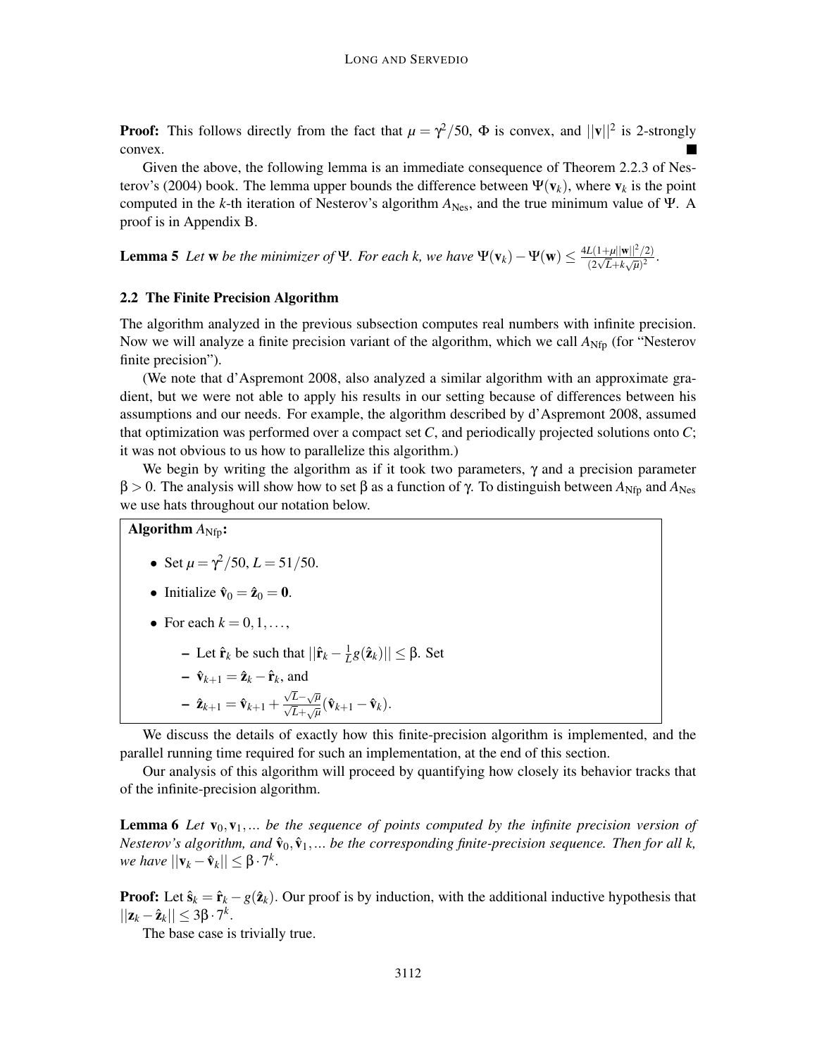**Proof:** This follows directly from the fact that $\mu = \gamma^2/50$, $\Phi$ is convex, and $||\mathbf{v}||^2$ is 2-strongly convex. ∎

Given the above, the following lemma is an immediate consequence of Theorem 2.2.3 of Nesterov's (2004) book. The lemma upper bounds the difference between $\Psi(\mathbf{v}_k)$, where $\mathbf{v}_k$ is the point computed in the $k$-th iteration of Nesterov's algorithm $A_{\text{Nes}}$, and the true minimum value of $\Psi$. A proof is in Appendix B.

**Lemma 5** *Let* $\mathbf{w}$ *be the minimizer of* $\Psi$. *For each* $k$, *we have* $\Psi(\mathbf{v}_k) - \Psi(\mathbf{w}) \leq \frac{4L(1+\mu||\mathbf{w}||^2/2)}{(2\sqrt{L}+k\sqrt{\mu})^2}$.

### 2.2 The Finite Precision Algorithm

The algorithm analyzed in the previous subsection computes real numbers with infinite precision. Now we will analyze a finite precision variant of the algorithm, which we call $A_{\text{Nfp}}$ (for "Nesterov finite precision").

(We note that d'Aspremont 2008, also analyzed a similar algorithm with an approximate gradient, but we were not able to apply his results in our setting because of differences between his assumptions and our needs. For example, the algorithm described by d'Aspremont 2008, assumed that optimization was performed over a compact set $C$, and periodically projected solutions onto $C$; it was not obvious to us how to parallelize this algorithm.)

We begin by writing the algorithm as if it took two parameters, $\gamma$ and a precision parameter $\beta > 0$. The analysis will show how to set $\beta$ as a function of $\gamma$. To distinguish between $A_{\text{Nfp}}$ and $A_{\text{Nes}}$ we use hats throughout our notation below.

**Algorithm $A_{\text{Nfp}}$:**

- Set $\mu = \gamma^2/50$, $L = 51/50$.
- Initialize $\hat{\mathbf{v}}_0 = \hat{\mathbf{z}}_0 = \mathbf{0}$.
- For each $k = 0, 1, \ldots$,
  - Let $\hat{\mathbf{r}}_k$ be such that $||\hat{\mathbf{r}}_k - \frac{1}{L}g(\hat{\mathbf{z}}_k)|| \leq \beta$. Set
  - $\hat{\mathbf{v}}_{k+1} = \hat{\mathbf{z}}_k - \hat{\mathbf{r}}_k$, and
  - $\hat{\mathbf{z}}_{k+1} = \hat{\mathbf{v}}_{k+1} + \frac{\sqrt{L}-\sqrt{\mu}}{\sqrt{L}+\sqrt{\mu}}(\hat{\mathbf{v}}_{k+1} - \hat{\mathbf{v}}_k)$.

We discuss the details of exactly how this finite-precision algorithm is implemented, and the parallel running time required for such an implementation, at the end of this section.

Our analysis of this algorithm will proceed by quantifying how closely its behavior tracks that of the infinite-precision algorithm.

**Lemma 6** *Let* $\mathbf{v}_0, \mathbf{v}_1, \ldots$ *be the sequence of points computed by the infinite precision version of Nesterov's algorithm, and* $\hat{\mathbf{v}}_0, \hat{\mathbf{v}}_1, \ldots$ *be the corresponding finite-precision sequence. Then for all* $k$, *we have* $||\mathbf{v}_k - \hat{\mathbf{v}}_k|| \leq \beta \cdot 7^k$.

**Proof:** Let $\hat{\mathbf{s}}_k = \hat{\mathbf{r}}_k - g(\hat{\mathbf{z}}_k)$. Our proof is by induction, with the additional inductive hypothesis that $||\mathbf{z}_k - \hat{\mathbf{z}}_k|| \leq 3\beta \cdot 7^k$.

The base case is trivially true.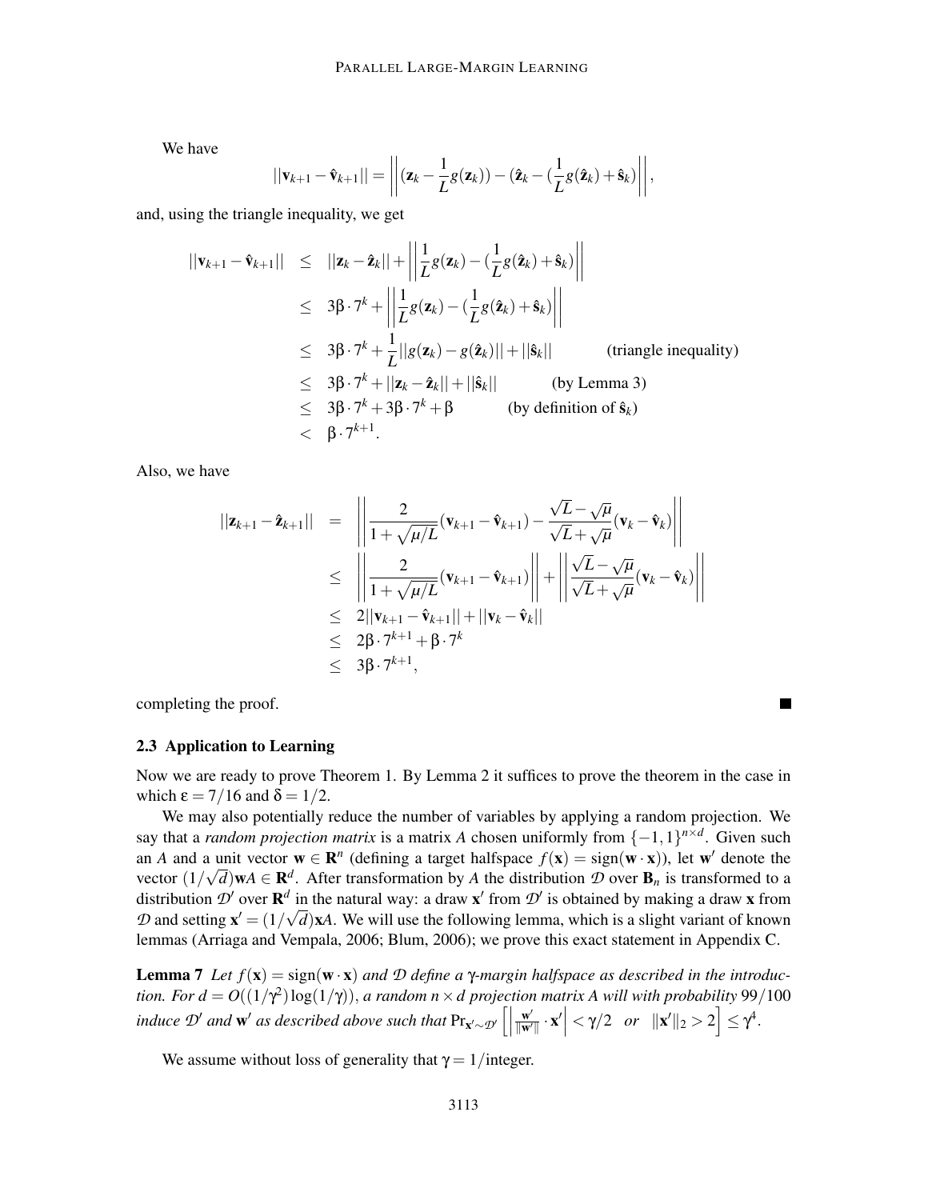We have

$$||\mathbf{v}_{k+1} - \hat{\mathbf{v}}_{k+1}|| = \left|\left|(\mathbf{z}_k - \frac{1}{L}g(\mathbf{z}_k)) - (\hat{\mathbf{z}}_k - (\frac{1}{L}g(\hat{\mathbf{z}}_k) + \hat{\mathbf{s}}_k)\right|\right|,$$

and, using the triangle inequality, we get

$$\begin{aligned}
||\mathbf{v}_{k+1} - \hat{\mathbf{v}}_{k+1}|| &\leq ||\mathbf{z}_k - \hat{\mathbf{z}}_k|| + \left|\left|\frac{1}{L}g(\mathbf{z}_k) - (\frac{1}{L}g(\hat{\mathbf{z}}_k) + \hat{\mathbf{s}}_k)\right|\right| \\
&\leq 3\beta \cdot 7^k + \left|\left|\frac{1}{L}g(\mathbf{z}_k) - (\frac{1}{L}g(\hat{\mathbf{z}}_k) + \hat{\mathbf{s}}_k)\right|\right| \\
&\leq 3\beta \cdot 7^k + \frac{1}{L}||g(\mathbf{z}_k) - g(\hat{\mathbf{z}}_k)|| + ||\hat{\mathbf{s}}_k|| \qquad \text{(triangle inequality)} \\
&\leq 3\beta \cdot 7^k + ||\mathbf{z}_k - \hat{\mathbf{z}}_k|| + ||\hat{\mathbf{s}}_k|| \qquad \text{(by Lemma 3)} \\
&\leq 3\beta \cdot 7^k + 3\beta \cdot 7^k + \beta \qquad \text{(by definition of } \hat{\mathbf{s}}_k\text{)} \\
&< \beta \cdot 7^{k+1}.
\end{aligned}$$

Also, we have

$$\begin{aligned}
||\mathbf{z}_{k+1} - \hat{\mathbf{z}}_{k+1}|| &= \left|\left|\frac{2}{1+\sqrt{\mu/L}}(\mathbf{v}_{k+1} - \hat{\mathbf{v}}_{k+1}) - \frac{\sqrt{L}-\sqrt{\mu}}{\sqrt{L}+\sqrt{\mu}}(\mathbf{v}_k - \hat{\mathbf{v}}_k)\right|\right| \\
&\leq \left|\left|\frac{2}{1+\sqrt{\mu/L}}(\mathbf{v}_{k+1} - \hat{\mathbf{v}}_{k+1})\right|\right| + \left|\left|\frac{\sqrt{L}-\sqrt{\mu}}{\sqrt{L}+\sqrt{\mu}}(\mathbf{v}_k - \hat{\mathbf{v}}_k)\right|\right| \\
&\leq 2||\mathbf{v}_{k+1} - \hat{\mathbf{v}}_{k+1}|| + ||\mathbf{v}_k - \hat{\mathbf{v}}_k|| \\
&\leq 2\beta \cdot 7^{k+1} + \beta \cdot 7^k \\
&\leq 3\beta \cdot 7^{k+1},
\end{aligned}$$

completing the proof. ∎

### 2.3 Application to Learning

Now we are ready to prove Theorem 1. By Lemma 2 it suffices to prove the theorem in the case in which $\varepsilon = 7/16$ and $\delta = 1/2$.

We may also potentially reduce the number of variables by applying a random projection. We say that a *random projection matrix* is a matrix $A$ chosen uniformly from $\{-1,1\}^{n \times d}$. Given such an $A$ and a unit vector $\mathbf{w} \in \mathbf{R}^n$ (defining a target halfspace $f(\mathbf{x}) = \text{sign}(\mathbf{w} \cdot \mathbf{x})$), let $\mathbf{w}'$ denote the vector $(1/\sqrt{d})\mathbf{w}A \in \mathbf{R}^d$. After transformation by $A$ the distribution $\mathcal{D}$ over $\mathbf{B}_n$ is transformed to a distribution $\mathcal{D}'$ over $\mathbf{R}^d$ in the natural way: a draw $\mathbf{x}'$ from $\mathcal{D}'$ is obtained by making a draw $\mathbf{x}$ from $\mathcal{D}$ and setting $\mathbf{x}' = (1/\sqrt{d})\mathbf{x}A$. We will use the following lemma, which is a slight variant of known lemmas (Arriaga and Vempala, 2006; Blum, 2006); we prove this exact statement in Appendix C.

**Lemma 7** *Let $f(\mathbf{x}) = \text{sign}(\mathbf{w} \cdot \mathbf{x})$ and $\mathcal{D}$ define a $\gamma$-margin halfspace as described in the introduction. For $d = O((1/\gamma^2)\log(1/\gamma))$, a random $n \times d$ projection matrix $A$ will with probability $99/100$ induce $\mathcal{D}'$ and $\mathbf{w}'$ as described above such that $\Pr_{\mathbf{x}' \sim \mathcal{D}'}\left[\left|\frac{\mathbf{w}'}{\|\mathbf{w}'\|} \cdot \mathbf{x}'\right| < \gamma/2 \quad or \quad \|\mathbf{x}'\|_2 > 2\right] \leq \gamma^4$.*

We assume without loss of generality that $\gamma = 1/\text{integer}$.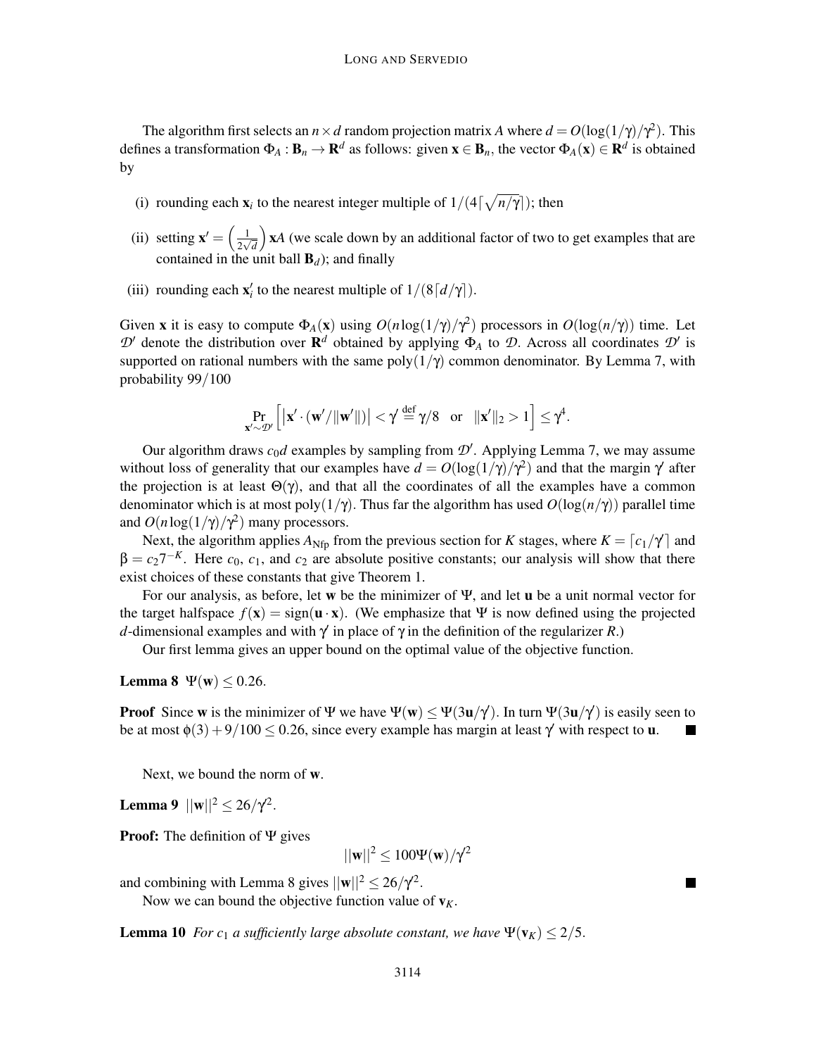The algorithm first selects an $n \times d$ random projection matrix $A$ where $d = O(\log(1/\gamma)/\gamma^2)$. This defines a transformation $\Phi_A : \mathbf{B}_n \to \mathbf{R}^d$ as follows: given $\mathbf{x} \in \mathbf{B}_n$, the vector $\Phi_A(\mathbf{x}) \in \mathbf{R}^d$ is obtained by

(i) rounding each $\mathbf{x}_i$ to the nearest integer multiple of $1/(4\lceil\sqrt{n/\gamma}\rceil)$; then

(ii) setting $\mathbf{x}' = \left(\frac{1}{2\sqrt{d}}\right)\mathbf{x}A$ (we scale down by an additional factor of two to get examples that are contained in the unit ball $\mathbf{B}_d$); and finally

(iii) rounding each $\mathbf{x}'_i$ to the nearest multiple of $1/(8\lceil d/\gamma \rceil)$.

Given $\mathbf{x}$ it is easy to compute $\Phi_A(\mathbf{x})$ using $O(n\log(1/\gamma)/\gamma^2)$ processors in $O(\log(n/\gamma))$ time. Let $\mathcal{D}'$ denote the distribution over $\mathbf{R}^d$ obtained by applying $\Phi_A$ to $\mathcal{D}$. Across all coordinates $\mathcal{D}'$ is supported on rational numbers with the same poly$(1/\gamma)$ common denominator. By Lemma 7, with probability $99/100$

$$\Pr_{\mathbf{x}' \sim \mathcal{D}'}\left[\left|\mathbf{x}' \cdot (\mathbf{w}'/\|\mathbf{w}'\|)\right| < \gamma' \stackrel{\text{def}}{=} \gamma/8 \quad \text{or} \quad \|\mathbf{x}'\|_2 > 1\right] \leq \gamma^4.$$

Our algorithm draws $c_0 d$ examples by sampling from $\mathcal{D}'$. Applying Lemma 7, we may assume without loss of generality that our examples have $d = O(\log(1/\gamma)/\gamma^2)$ and that the margin $\gamma'$ after the projection is at least $\Theta(\gamma)$, and that all the coordinates of all the examples have a common denominator which is at most poly$(1/\gamma)$. Thus far the algorithm has used $O(\log(n/\gamma))$ parallel time and $O(n\log(1/\gamma)/\gamma^2)$ many processors.

Next, the algorithm applies $A_{\text{Nfp}}$ from the previous section for $K$ stages, where $K = \lceil c_1/\gamma' \rceil$ and $\beta = c_2 7^{-K}$. Here $c_0$, $c_1$, and $c_2$ are absolute positive constants; our analysis will show that there exist choices of these constants that give Theorem 1.

For our analysis, as before, let $\mathbf{w}$ be the minimizer of $\Psi$, and let $\mathbf{u}$ be a unit normal vector for the target halfspace $f(\mathbf{x}) = \text{sign}(\mathbf{u} \cdot \mathbf{x})$. (We emphasize that $\Psi$ is now defined using the projected $d$-dimensional examples and with $\gamma'$ in place of $\gamma$ in the definition of the regularizer $R$.)

Our first lemma gives an upper bound on the optimal value of the objective function.

**Lemma 8** $\Psi(\mathbf{w}) \leq 0.26$.

**Proof** Since $\mathbf{w}$ is the minimizer of $\Psi$ we have $\Psi(\mathbf{w}) \leq \Psi(3\mathbf{u}/\gamma')$. In turn $\Psi(3\mathbf{u}/\gamma')$ is easily seen to be at most $\phi(3) + 9/100 \leq 0.26$, since every example has margin at least $\gamma'$ with respect to $\mathbf{u}$. ∎

Next, we bound the norm of $\mathbf{w}$.

**Lemma 9** $||\mathbf{w}||^2 \leq 26/\gamma^2$.

**Proof:** The definition of $\Psi$ gives

$$||\mathbf{w}||^2 \leq 100\Psi(\mathbf{w})/\gamma^2$$

and combining with Lemma 8 gives $||\mathbf{w}||^2 \leq 26/\gamma^2$. ∎

Now we can bound the objective function value of $\mathbf{v}_K$.

**Lemma 10** *For $c_1$ a sufficiently large absolute constant, we have $\Psi(\mathbf{v}_K) \leq 2/5$.*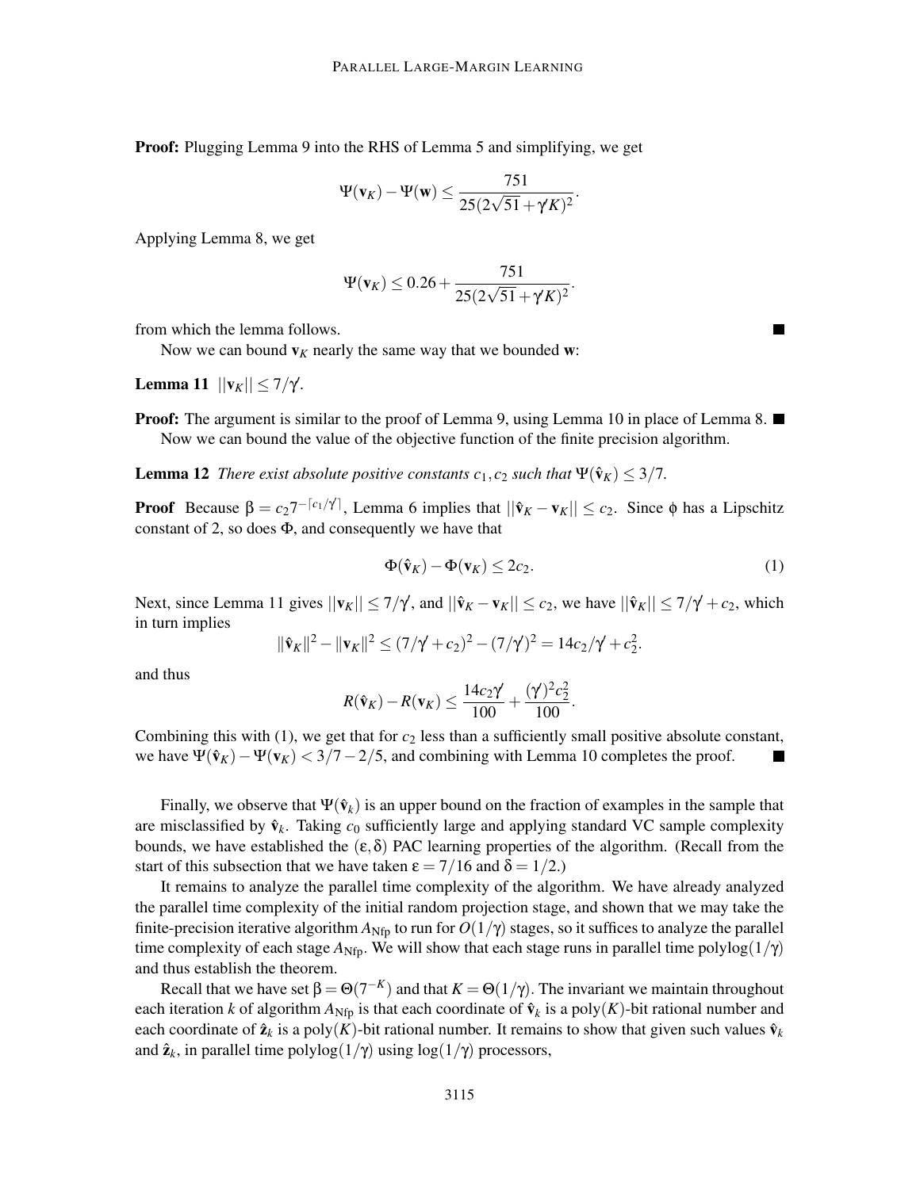**Proof:** Plugging Lemma 9 into the RHS of Lemma 5 and simplifying, we get

$$\Psi(\mathbf{v}_K) - \Psi(\mathbf{w}) \leq \frac{751}{25(2\sqrt{51} + \gamma' K)^2}.$$

Applying Lemma 8, we get

$$\Psi(\mathbf{v}_K) \leq 0.26 + \frac{751}{25(2\sqrt{51} + \gamma' K)^2}.$$

from which the lemma follows. ■

Now we can bound $\mathbf{v}_K$ nearly the same way that we bounded $\mathbf{w}$:

**Lemma 11** $||\mathbf{v}_K|| \leq 7/\gamma'$.

**Proof:** The argument is similar to the proof of Lemma 9, using Lemma 10 in place of Lemma 8. ■

Now we can bound the value of the objective function of the finite precision algorithm.

**Lemma 12** *There exist absolute positive constants $c_1, c_2$ such that $\Psi(\hat{\mathbf{v}}_K) \leq 3/7$.*

**Proof** Because $\beta = c_2 7^{-\lceil c_1/\gamma' \rceil}$, Lemma 6 implies that $||\hat{\mathbf{v}}_K - \mathbf{v}_K|| \leq c_2$. Since $\phi$ has a Lipschitz constant of 2, so does $\Phi$, and consequently we have that

$$\Phi(\hat{\mathbf{v}}_K) - \Phi(\mathbf{v}_K) \leq 2c_2. \tag{1}$$

Next, since Lemma 11 gives $||\mathbf{v}_K|| \leq 7/\gamma'$, and $||\hat{\mathbf{v}}_K - \mathbf{v}_K|| \leq c_2$, we have $||\hat{\mathbf{v}}_K|| \leq 7/\gamma' + c_2$, which in turn implies

$$\|\hat{\mathbf{v}}_K\|^2 - \|\mathbf{v}_K\|^2 \leq (7/\gamma' + c_2)^2 - (7/\gamma')^2 = 14c_2/\gamma' + c_2^2.$$

and thus

$$R(\hat{\mathbf{v}}_K) - R(\mathbf{v}_K) \leq \frac{14c_2\gamma'}{100} + \frac{(\gamma')^2 c_2^2}{100}.$$

Combining this with (1), we get that for $c_2$ less than a sufficiently small positive absolute constant, we have $\Psi(\hat{\mathbf{v}}_K) - \Psi(\mathbf{v}_K) < 3/7 - 2/5$, and combining with Lemma 10 completes the proof. ■

Finally, we observe that $\Psi(\hat{\mathbf{v}}_k)$ is an upper bound on the fraction of examples in the sample that are misclassified by $\hat{\mathbf{v}}_k$. Taking $c_0$ sufficiently large and applying standard VC sample complexity bounds, we have established the $(\varepsilon, \delta)$ PAC learning properties of the algorithm. (Recall from the start of this subsection that we have taken $\varepsilon = 7/16$ and $\delta = 1/2$.)

It remains to analyze the parallel time complexity of the algorithm. We have already analyzed the parallel time complexity of the initial random projection stage, and shown that we may take the finite-precision iterative algorithm $A_{\text{Nfp}}$ to run for $O(1/\gamma)$ stages, so it suffices to analyze the parallel time complexity of each stage $A_{\text{Nfp}}$. We will show that each stage runs in parallel time polylog$(1/\gamma)$ and thus establish the theorem.

Recall that we have set $\beta = \Theta(7^{-K})$ and that $K = \Theta(1/\gamma)$. The invariant we maintain throughout each iteration $k$ of algorithm $A_{\text{Nfp}}$ is that each coordinate of $\hat{\mathbf{v}}_k$ is a poly$(K)$-bit rational number and each coordinate of $\hat{\mathbf{z}}_k$ is a poly$(K)$-bit rational number. It remains to show that given such values $\hat{\mathbf{v}}_k$ and $\hat{\mathbf{z}}_k$, in parallel time polylog$(1/\gamma)$ using $\log(1/\gamma)$ processors,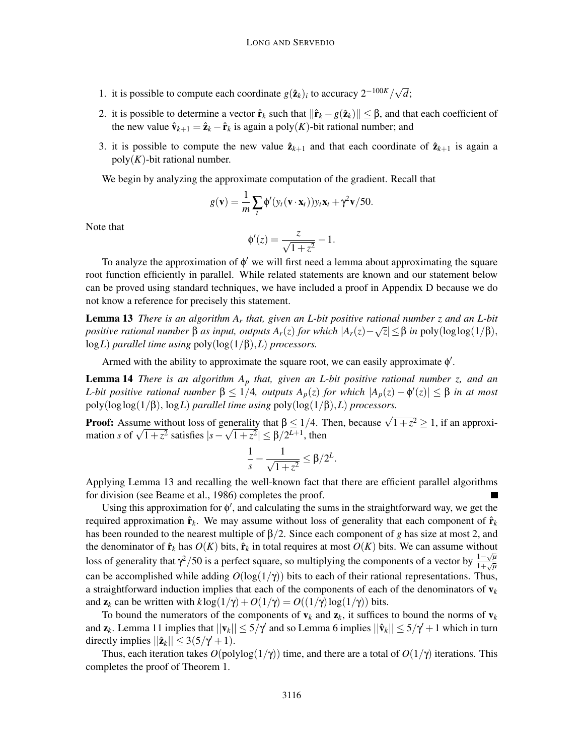1. it is possible to compute each coordinate $g(\hat{\mathbf{z}}_k)_i$ to accuracy $2^{-100K}/\sqrt{d}$;

2. it is possible to determine a vector $\hat{\mathbf{r}}_k$ such that $\|\hat{\mathbf{r}}_k - g(\hat{\mathbf{z}}_k)\| \leq \beta$, and that each coefficient of the new value $\hat{\mathbf{v}}_{k+1} = \hat{\mathbf{z}}_k - \hat{\mathbf{r}}_k$ is again a poly$(K)$-bit rational number; and

3. it is possible to compute the new value $\hat{\mathbf{z}}_{k+1}$ and that each coordinate of $\hat{\mathbf{z}}_{k+1}$ is again a poly$(K)$-bit rational number.

We begin by analyzing the approximate computation of the gradient. Recall that

$$g(\mathbf{v}) = \frac{1}{m} \sum_t \phi'(y_t(\mathbf{v} \cdot \mathbf{x}_t)) y_t \mathbf{x}_t + \gamma^2 \mathbf{v}/50.$$

Note that

$$\phi'(z) = \frac{z}{\sqrt{1+z^2}} - 1.$$

To analyze the approximation of $\phi'$ we will first need a lemma about approximating the square root function efficiently in parallel. While related statements are known and our statement below can be proved using standard techniques, we have included a proof in Appendix D because we do not know a reference for precisely this statement.

**Lemma 13** *There is an algorithm $A_r$ that, given an $L$-bit positive rational number $z$ and an $L$-bit positive rational number $\beta$ as input, outputs $A_r(z)$ for which $|A_r(z) - \sqrt{z}| \leq \beta$ in* $\text{poly}(\log\log(1/\beta),$ $\log L)$ *parallel time using* $\text{poly}(\log(1/\beta), L)$ *processors.*

Armed with the ability to approximate the square root, we can easily approximate $\phi'$.

**Lemma 14** *There is an algorithm $A_p$ that, given an $L$-bit positive rational number $z$, and an $L$-bit positive rational number $\beta \leq 1/4$, outputs $A_p(z)$ for which $|A_p(z) - \phi'(z)| \leq \beta$ in at most* $\text{poly}(\log\log(1/\beta), \log L)$ *parallel time using* $\text{poly}(\log(1/\beta), L)$ *processors.*

**Proof:** Assume without loss of generality that $\beta \leq 1/4$. Then, because $\sqrt{1+z^2} \geq 1$, if an approximation $s$ of $\sqrt{1+z^2}$ satisfies $|s - \sqrt{1+z^2}| \leq \beta/2^{L+1}$, then

$$\frac{1}{s} - \frac{1}{\sqrt{1+z^2}} \leq \beta/2^L.$$

Applying Lemma 13 and recalling the well-known fact that there are efficient parallel algorithms for division (see Beame et al., 1986) completes the proof. ■

Using this approximation for $\phi'$, and calculating the sums in the straightforward way, we get the required approximation $\hat{\mathbf{r}}_k$. We may assume without loss of generality that each component of $\hat{\mathbf{r}}_k$ has been rounded to the nearest multiple of $\beta/2$. Since each component of $g$ has size at most 2, and the denominator of $\hat{\mathbf{r}}_k$ has $O(K)$ bits, $\hat{\mathbf{r}}_k$ in total requires at most $O(K)$ bits. We can assume without loss of generality that $\gamma^2/50$ is a perfect square, so multiplying the components of a vector by $\frac{1-\sqrt{\mu}}{1+\sqrt{\mu}}$ can be accomplished while adding $O(\log(1/\gamma))$ bits to each of their rational representations. Thus, a straightforward induction implies that each of the components of each of the denominators of $\mathbf{v}_k$ and $\mathbf{z}_k$ can be written with $k\log(1/\gamma) + O(1/\gamma) = O((1/\gamma)\log(1/\gamma))$ bits.

To bound the numerators of the components of $\mathbf{v}_k$ and $\mathbf{z}_k$, it suffices to bound the norms of $\mathbf{v}_k$ and $\mathbf{z}_k$. Lemma 11 implies that $||\mathbf{v}_k|| \leq 5/\gamma$ and so Lemma 6 implies $||\hat{\mathbf{v}}_k|| \leq 5/\gamma + 1$ which in turn directly implies $||\hat{\mathbf{z}}_k|| \leq 3(5/\gamma + 1)$.

Thus, each iteration takes $O(\text{polylog}(1/\gamma))$ time, and there are a total of $O(1/\gamma)$ iterations. This completes the proof of Theorem 1.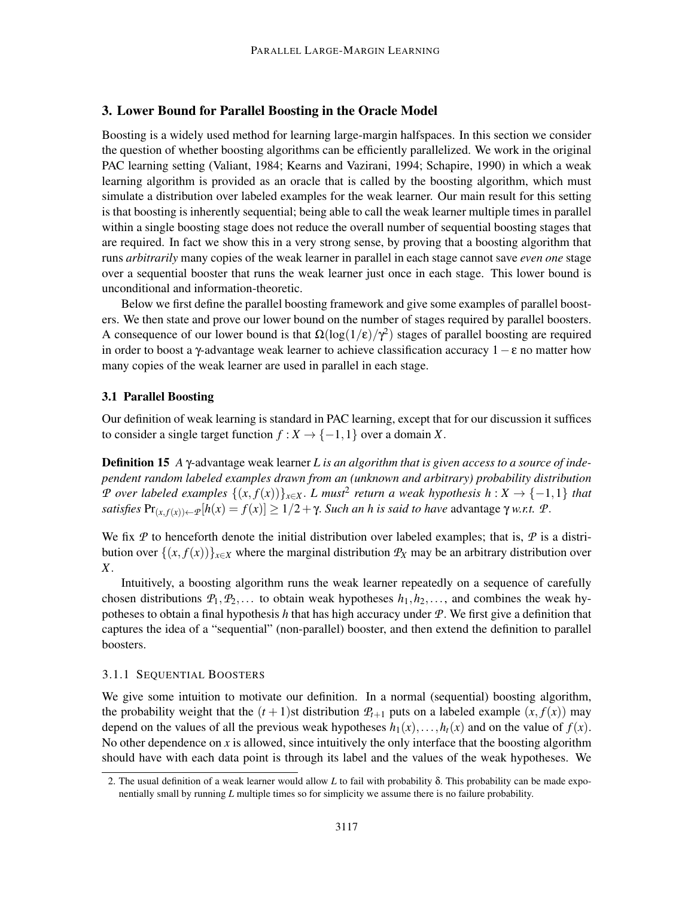## 3. Lower Bound for Parallel Boosting in the Oracle Model

Boosting is a widely used method for learning large-margin halfspaces. In this section we consider the question of whether boosting algorithms can be efficiently parallelized. We work in the original PAC learning setting (Valiant, 1984; Kearns and Vazirani, 1994; Schapire, 1990) in which a weak learning algorithm is provided as an oracle that is called by the boosting algorithm, which must simulate a distribution over labeled examples for the weak learner. Our main result for this setting is that boosting is inherently sequential; being able to call the weak learner multiple times in parallel within a single boosting stage does not reduce the overall number of sequential boosting stages that are required. In fact we show this in a very strong sense, by proving that a boosting algorithm that runs *arbitrarily* many copies of the weak learner in parallel in each stage cannot save *even one* stage over a sequential booster that runs the weak learner just once in each stage. This lower bound is unconditional and information-theoretic.

Below we first define the parallel boosting framework and give some examples of parallel boosters. We then state and prove our lower bound on the number of stages required by parallel boosters. A consequence of our lower bound is that $\Omega(\log(1/\varepsilon)/\gamma^2)$ stages of parallel boosting are required in order to boost a $\gamma$-advantage weak learner to achieve classification accuracy $1-\varepsilon$ no matter how many copies of the weak learner are used in parallel in each stage.

### 3.1 Parallel Boosting

Our definition of weak learning is standard in PAC learning, except that for our discussion it suffices to consider a single target function $f : X \to \{-1,1\}$ over a domain $X$.

**Definition 15** *A $\gamma$-advantage weak learner $L$ is an algorithm that is given access to a source of independent random labeled examples drawn from an (unknown and arbitrary) probability distribution $\mathcal{P}$ over labeled examples $\{(x, f(x))\}_{x\in X}$. $L$ must[2] return a weak hypothesis $h : X \to \{-1,1\}$ that satisfies $\Pr_{(x,f(x))\leftarrow\mathcal{P}}[h(x) = f(x)] \geq 1/2+\gamma$. Such an $h$ is said to have* advantage $\gamma$ *w.r.t. $\mathcal{P}$.*

We fix $\mathcal{P}$ to henceforth denote the initial distribution over labeled examples; that is, $\mathcal{P}$ is a distribution over $\{(x, f(x))\}_{x\in X}$ where the marginal distribution $\mathcal{P}_X$ may be an arbitrary distribution over $X$.

Intuitively, a boosting algorithm runs the weak learner repeatedly on a sequence of carefully chosen distributions $\mathcal{P}_1, \mathcal{P}_2, \ldots$ to obtain weak hypotheses $h_1, h_2, \ldots$, and combines the weak hypotheses to obtain a final hypothesis $h$ that has high accuracy under $\mathcal{P}$. We first give a definition that captures the idea of a "sequential" (non-parallel) booster, and then extend the definition to parallel boosters.

#### 3.1.1 Sequential Boosters

We give some intuition to motivate our definition. In a normal (sequential) boosting algorithm, the probability weight that the $(t+1)$st distribution $\mathcal{P}_{t+1}$ puts on a labeled example $(x, f(x))$ may depend on the values of all the previous weak hypotheses $h_1(x), \ldots, h_t(x)$ and on the value of $f(x)$. No other dependence on $x$ is allowed, since intuitively the only interface that the boosting algorithm should have with each data point is through its label and the values of the weak hypotheses. We

2. The usual definition of a weak learner would allow $L$ to fail with probability $\delta$. This probability can be made exponentially small by running $L$ multiple times so for simplicity we assume there is no failure probability.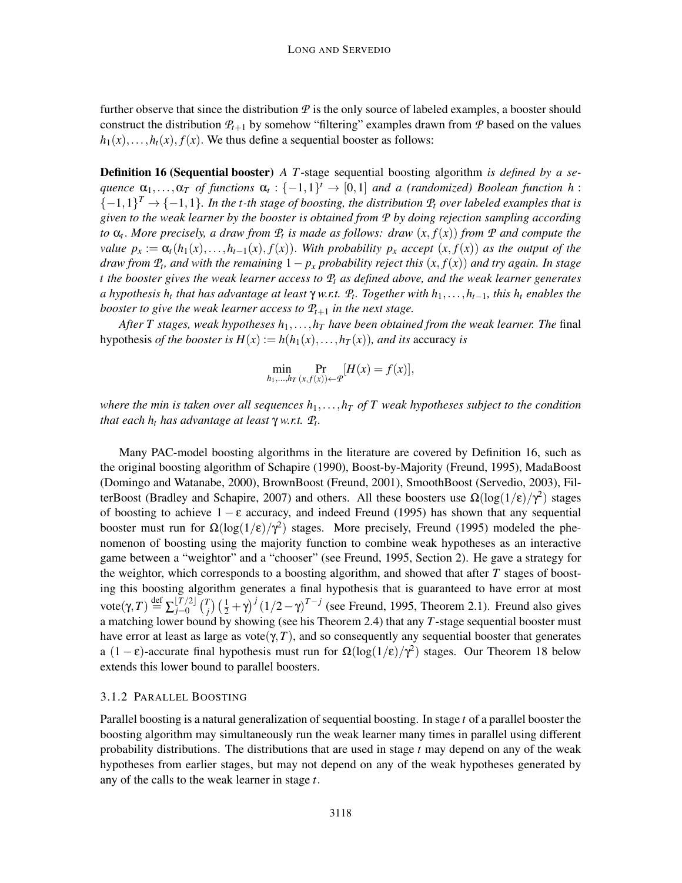further observe that since the distribution $\mathcal{P}$ is the only source of labeled examples, a booster should construct the distribution $\mathcal{P}_{t+1}$ by somehow "filtering" examples drawn from $\mathcal{P}$ based on the values $h_1(x), \ldots, h_t(x), f(x)$. We thus define a sequential booster as follows:

**Definition 16 (Sequential booster)** *A $T$-stage* sequential boosting algorithm *is defined by a sequence $\alpha_1, \ldots, \alpha_T$ of functions $\alpha_t : \{-1,1\}^t \to [0,1]$ and a (randomized) Boolean function $h : \{-1,1\}^T \to \{-1,1\}$. In the $t$-th stage of boosting, the distribution $\mathcal{P}_t$ over labeled examples that is given to the weak learner by the booster is obtained from $\mathcal{P}$ by doing rejection sampling according to $\alpha_t$. More precisely, a draw from $\mathcal{P}_t$ is made as follows: draw $(x, f(x))$ from $\mathcal{P}$ and compute the value $p_x := \alpha_t(h_1(x), \ldots, h_{t-1}(x), f(x))$. With probability $p_x$ accept $(x, f(x))$ as the output of the draw from $\mathcal{P}_t$, and with the remaining $1 - p_x$ probability reject this $(x, f(x))$ and try again. In stage $t$ the booster gives the weak learner access to $\mathcal{P}_t$ as defined above, and the weak learner generates a hypothesis $h_t$ that has advantage at least $\gamma$ w.r.t. $\mathcal{P}_t$. Together with $h_1, \ldots, h_{t-1}$, this $h_t$ enables the booster to give the weak learner access to $\mathcal{P}_{t+1}$ in the next stage.*

*After $T$ stages, weak hypotheses $h_1, \ldots, h_T$ have been obtained from the weak learner. The* final hypothesis *of the booster is $H(x) := h(h_1(x), \ldots, h_T(x))$, and its* accuracy *is*

$$\min_{h_1,\ldots,h_T} \Pr_{(x,f(x))\leftarrow\mathcal{P}}[H(x) = f(x)],$$

*where the min is taken over all sequences $h_1, \ldots, h_T$ of $T$ weak hypotheses subject to the condition that each $h_t$ has advantage at least $\gamma$ w.r.t. $\mathcal{P}_t$.*

Many PAC-model boosting algorithms in the literature are covered by Definition 16, such as the original boosting algorithm of Schapire (1990), Boost-by-Majority (Freund, 1995), MadaBoost (Domingo and Watanabe, 2000), BrownBoost (Freund, 2001), SmoothBoost (Servedio, 2003), FilterBoost (Bradley and Schapire, 2007) and others. All these boosters use $\Omega(\log(1/\varepsilon)/\gamma^2)$ stages of boosting to achieve $1-\varepsilon$ accuracy, and indeed Freund (1995) has shown that any sequential booster must run for $\Omega(\log(1/\varepsilon)/\gamma^2)$ stages. More precisely, Freund (1995) modeled the phenomenon of boosting using the majority function to combine weak hypotheses as an interactive game between a "weightor" and a "chooser" (see Freund, 1995, Section 2). He gave a strategy for the weightor, which corresponds to a boosting algorithm, and showed that after $T$ stages of boosting this boosting algorithm generates a final hypothesis that is guaranteed to have error at most $\text{vote}(\gamma, T) \stackrel{\text{def}}{=} \sum_{j=0}^{\lfloor T/2 \rfloor} \binom{T}{j} \left(\frac{1}{2}+\gamma\right)^j (1/2-\gamma)^{T-j}$ (see Freund, 1995, Theorem 2.1). Freund also gives a matching lower bound by showing (see his Theorem 2.4) that any $T$-stage sequential booster must have error at least as large as $\text{vote}(\gamma, T)$, and so consequently any sequential booster that generates a $(1-\varepsilon)$-accurate final hypothesis must run for $\Omega(\log(1/\varepsilon)/\gamma^2)$ stages. Our Theorem 18 below extends this lower bound to parallel boosters.

### 3.1.2 Parallel Boosting

Parallel boosting is a natural generalization of sequential boosting. In stage $t$ of a parallel booster the boosting algorithm may simultaneously run the weak learner many times in parallel using different probability distributions. The distributions that are used in stage $t$ may depend on any of the weak hypotheses from earlier stages, but may not depend on any of the weak hypotheses generated by any of the calls to the weak learner in stage $t$.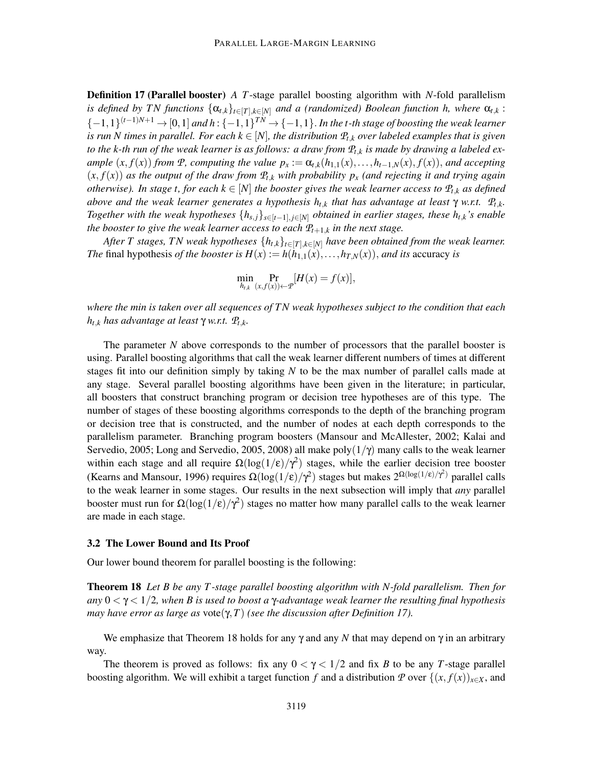**Definition 17 (Parallel booster)** *A $T$-stage parallel boosting algorithm with $N$-fold parallelism is defined by $TN$ functions $\{\alpha_{t,k}\}_{t\in[T],k\in[N]}$ and a (randomized) Boolean function $h$, where $\alpha_{t,k}$ : $\{-1,1\}^{(t-1)N+1} \to [0,1]$ and $h : \{-1,1\}^{TN} \to \{-1,1\}$. In the $t$-th stage of boosting the weak learner is run $N$ times in parallel. For each $k \in [N]$, the distribution $\mathcal{P}_{t,k}$ over labeled examples that is given to the $k$-th run of the weak learner is as follows: a draw from $\mathcal{P}_{t,k}$ is made by drawing a labeled example $(x, f(x))$ from $\mathcal{P}$, computing the value $p_x := \alpha_{t,k}(h_{1,1}(x),\ldots,h_{t-1,N}(x), f(x))$, and accepting $(x, f(x))$ as the output of the draw from $\mathcal{P}_{t,k}$ with probability $p_x$ (and rejecting it and trying again otherwise). In stage $t$, for each $k \in [N]$ the booster gives the weak learner access to $\mathcal{P}_{t,k}$ as defined above and the weak learner generates a hypothesis $h_{t,k}$ that has advantage at least $\gamma$ w.r.t. $\mathcal{P}_{t,k}$. Together with the weak hypotheses $\{h_{s,j}\}_{s\in[t-1],j\in[N]}$ obtained in earlier stages, these $h_{t,k}$'s enable the booster to give the weak learner access to each $\mathcal{P}_{t+1,k}$ in the next stage.*

*After $T$ stages, $TN$ weak hypotheses $\{h_{t,k}\}_{t\in[T],k\in[N]}$ have been obtained from the weak learner. The* final hypothesis *of the booster is $H(x) := h(h_{1,1}(x),\ldots,h_{T,N}(x))$, and its* accuracy *is*

$$\min_{h_{t,k}} \Pr_{(x,f(x))\leftarrow\mathcal{P}}[H(x) = f(x)],$$

*where the min is taken over all sequences of $TN$ weak hypotheses subject to the condition that each $h_{t,k}$ has advantage at least $\gamma$ w.r.t. $\mathcal{P}_{t,k}$.*

The parameter $N$ above corresponds to the number of processors that the parallel booster is using. Parallel boosting algorithms that call the weak learner different numbers of times at different stages fit into our definition simply by taking $N$ to be the max number of parallel calls made at any stage. Several parallel boosting algorithms have been given in the literature; in particular, all boosters that construct branching program or decision tree hypotheses are of this type. The number of stages of these boosting algorithms corresponds to the depth of the branching program or decision tree that is constructed, and the number of nodes at each depth corresponds to the parallelism parameter. Branching program boosters (Mansour and McAllester, 2002; Kalai and Servedio, 2005; Long and Servedio, 2005, 2008) all make $\text{poly}(1/\gamma)$ many calls to the weak learner within each stage and all require $\Omega(\log(1/\varepsilon)/\gamma^2)$ stages, while the earlier decision tree booster (Kearns and Mansour, 1996) requires $\Omega(\log(1/\varepsilon)/\gamma^2)$ stages but makes $2^{\Omega(\log(1/\varepsilon)/\gamma^2)}$ parallel calls to the weak learner in some stages. Our results in the next subsection will imply that *any* parallel booster must run for $\Omega(\log(1/\varepsilon)/\gamma^2)$ stages no matter how many parallel calls to the weak learner are made in each stage.

### 3.2 The Lower Bound and Its Proof

Our lower bound theorem for parallel boosting is the following:

**Theorem 18** *Let $B$ be any $T$-stage parallel boosting algorithm with $N$-fold parallelism. Then for any $0 < \gamma < 1/2$, when $B$ is used to boost a $\gamma$-advantage weak learner the resulting final hypothesis may have error as large as $\text{vote}(\gamma, T)$ (see the discussion after Definition 17).*

We emphasize that Theorem 18 holds for any $\gamma$ and any $N$ that may depend on $\gamma$ in an arbitrary way.

The theorem is proved as follows: fix any $0 < \gamma < 1/2$ and fix $B$ to be any $T$-stage parallel boosting algorithm. We will exhibit a target function $f$ and a distribution $\mathcal{P}$ over $\{(x, f(x))_{x\in X}$, and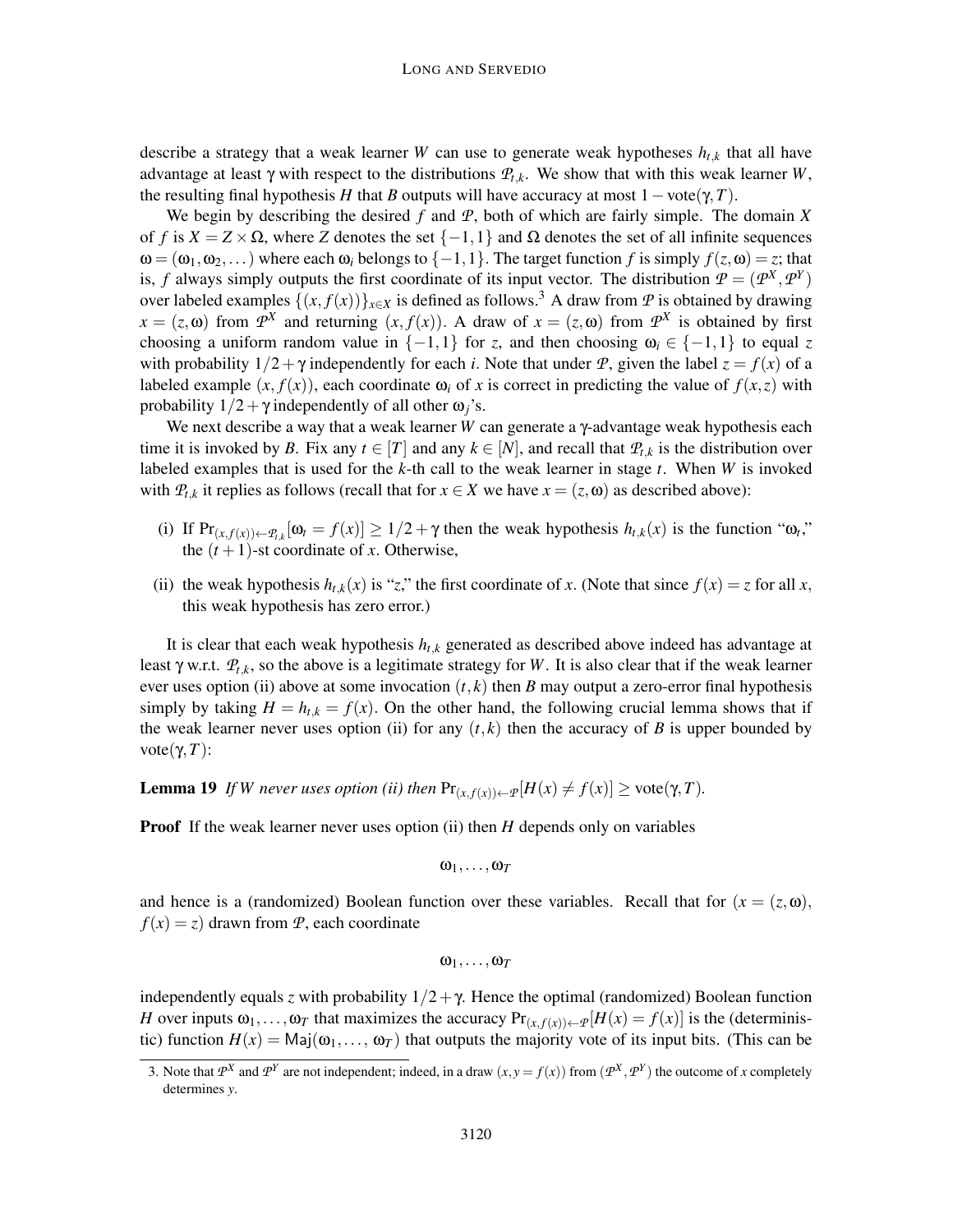describe a strategy that a weak learner $W$ can use to generate weak hypotheses $h_{t,k}$ that all have advantage at least $\gamma$ with respect to the distributions $\mathcal{P}_{t,k}$. We show that with this weak learner $W$, the resulting final hypothesis $H$ that $B$ outputs will have accuracy at most $1 - \text{vote}(\gamma, T)$.

We begin by describing the desired $f$ and $\mathcal{P}$, both of which are fairly simple. The domain $X$ of $f$ is $X = Z \times \Omega$, where $Z$ denotes the set $\{-1, 1\}$ and $\Omega$ denotes the set of all infinite sequences $\omega = (\omega_1, \omega_2, \dots)$ where each $\omega_i$ belongs to $\{-1, 1\}$. The target function $f$ is simply $f(z, \omega) = z$; that is, $f$ always simply outputs the first coordinate of its input vector. The distribution $\mathcal{P} = (\mathcal{P}^X, \mathcal{P}^Y)$ over labeled examples $\{(x, f(x))\}_{x \in X}$ is defined as follows.[3] A draw from $\mathcal{P}$ is obtained by drawing $x = (z, \omega)$ from $\mathcal{P}^X$ and returning $(x, f(x))$. A draw of $x = (z, \omega)$ from $\mathcal{P}^X$ is obtained by first choosing a uniform random value in $\{-1, 1\}$ for $z$, and then choosing $\omega_i \in \{-1, 1\}$ to equal $z$ with probability $1/2 + \gamma$ independently for each $i$. Note that under $\mathcal{P}$, given the label $z = f(x)$ of a labeled example $(x, f(x))$, each coordinate $\omega_i$ of $x$ is correct in predicting the value of $f(x, z)$ with probability $1/2 + \gamma$ independently of all other $\omega_j$'s.

We next describe a way that a weak learner $W$ can generate a $\gamma$-advantage weak hypothesis each time it is invoked by $B$. Fix any $t \in [T]$ and any $k \in [N]$, and recall that $\mathcal{P}_{t,k}$ is the distribution over labeled examples that is used for the $k$-th call to the weak learner in stage $t$. When $W$ is invoked with $\mathcal{P}_{t,k}$ it replies as follows (recall that for $x \in X$ we have $x = (z, \omega)$ as described above):

(i) If $\Pr_{(x, f(x)) \leftarrow \mathcal{P}_{t,k}}[\omega_t = f(x)] \geq 1/2 + \gamma$ then the weak hypothesis $h_{t,k}(x)$ is the function "$\omega_t$," the $(t+1)$-st coordinate of $x$. Otherwise,

(ii) the weak hypothesis $h_{t,k}(x)$ is "$z$," the first coordinate of $x$. (Note that since $f(x) = z$ for all $x$, this weak hypothesis has zero error.)

It is clear that each weak hypothesis $h_{t,k}$ generated as described above indeed has advantage at least $\gamma$ w.r.t. $\mathcal{P}_{t,k}$, so the above is a legitimate strategy for $W$. It is also clear that if the weak learner ever uses option (ii) above at some invocation $(t, k)$ then $B$ may output a zero-error final hypothesis simply by taking $H = h_{t,k} = f(x)$. On the other hand, the following crucial lemma shows that if the weak learner never uses option (ii) for any $(t, k)$ then the accuracy of $B$ is upper bounded by $\text{vote}(\gamma, T)$:

**Lemma 19** *If $W$ never uses option (ii) then $\Pr_{(x, f(x)) \leftarrow \mathcal{P}}[H(x) \neq f(x)] \geq \text{vote}(\gamma, T)$.*

**Proof** If the weak learner never uses option (ii) then $H$ depends only on variables

$$\omega_1, \dots, \omega_T$$

and hence is a (randomized) Boolean function over these variables. Recall that for $(x = (z, \omega), f(x) = z)$ drawn from $\mathcal{P}$, each coordinate

$$\omega_1, \dots, \omega_T$$

independently equals $z$ with probability $1/2 + \gamma$. Hence the optimal (randomized) Boolean function $H$ over inputs $\omega_1, \dots, \omega_T$ that maximizes the accuracy $\Pr_{(x, f(x)) \leftarrow \mathcal{P}}[H(x) = f(x)]$ is the (deterministic) function $H(x) = \mathsf{Maj}(\omega_1, \dots, \omega_T)$ that outputs the majority vote of its input bits. (This can be

[3] Note that $\mathcal{P}^X$ and $\mathcal{P}^Y$ are not independent; indeed, in a draw $(x, y = f(x))$ from $(\mathcal{P}^X, \mathcal{P}^Y)$ the outcome of $x$ completely determines $y$.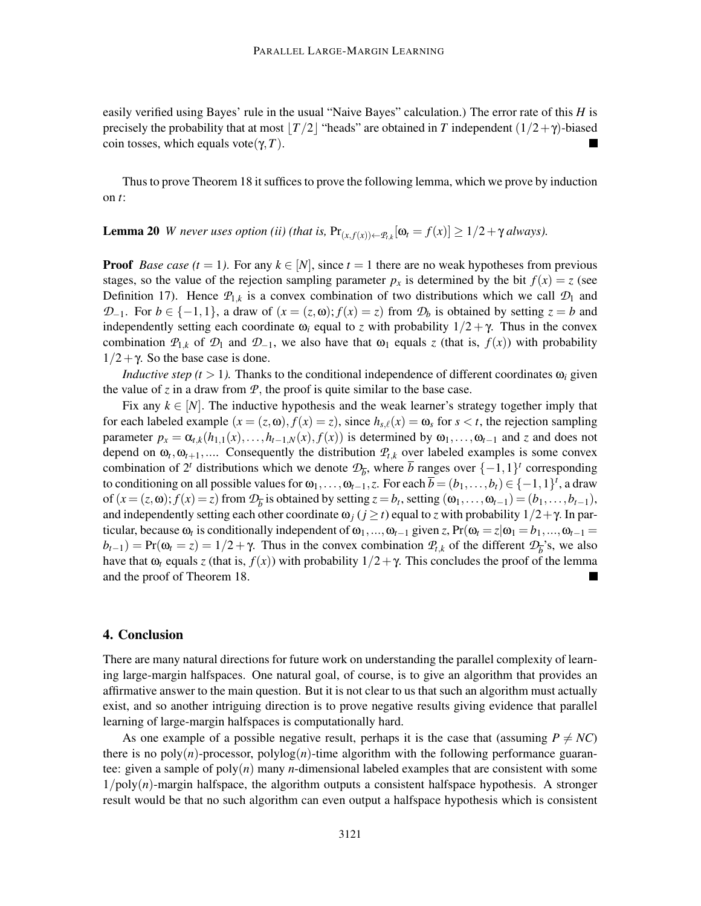easily verified using Bayes' rule in the usual "Naive Bayes" calculation.) The error rate of this $H$ is precisely the probability that at most $\lfloor T/2 \rfloor$ "heads" are obtained in $T$ independent $(1/2+\gamma)$-biased coin tosses, which equals $\text{vote}(\gamma, T)$. ∎

Thus to prove Theorem 18 it suffices to prove the following lemma, which we prove by induction on $t$:

**Lemma 20** *$W$ never uses option (ii) (that is, $\Pr_{(x,f(x))\leftarrow \mathcal{P}_{t,k}}[\omega_t = f(x)] \geq 1/2+\gamma$ always).*

**Proof** *Base case ($t=1$).* For any $k \in [N]$, since $t=1$ there are no weak hypotheses from previous stages, so the value of the rejection sampling parameter $p_x$ is determined by the bit $f(x) = z$ (see Definition 17). Hence $\mathcal{P}_{1,k}$ is a convex combination of two distributions which we call $\mathcal{D}_1$ and $\mathcal{D}_{-1}$. For $b \in \{-1,1\}$, a draw of $(x=(z,\omega); f(x)=z)$ from $\mathcal{D}_b$ is obtained by setting $z=b$ and independently setting each coordinate $\omega_i$ equal to $z$ with probability $1/2+\gamma$. Thus in the convex combination $\mathcal{P}_{1,k}$ of $\mathcal{D}_1$ and $\mathcal{D}_{-1}$, we also have that $\omega_1$ equals $z$ (that is, $f(x)$) with probability $1/2+\gamma$. So the base case is done.

*Inductive step ($t>1$).* Thanks to the conditional independence of different coordinates $\omega_i$ given the value of $z$ in a draw from $\mathcal{P}$, the proof is quite similar to the base case.

Fix any $k \in [N]$. The inductive hypothesis and the weak learner's strategy together imply that for each labeled example $(x=(z,\omega), f(x)=z)$, since $h_{s,\ell}(x) = \omega_s$ for $s<t$, the rejection sampling parameter $p_x = \alpha_{t,k}(h_{1,1}(x), \ldots, h_{t-1,N}(x), f(x))$ is determined by $\omega_1, \ldots, \omega_{t-1}$ and $z$ and does not depend on $\omega_t, \omega_{t+1}, \ldots$. Consequently the distribution $\mathcal{P}_{t,k}$ over labeled examples is some convex combination of $2^t$ distributions which we denote $\mathcal{D}_{\overline{b}}$, where $\overline{b}$ ranges over $\{-1,1\}^t$ corresponding to conditioning on all possible values for $\omega_1, \ldots, \omega_{t-1}, z$. For each $\overline{b} = (b_1, \ldots, b_t) \in \{-1,1\}^t$, a draw of $(x=(z,\omega); f(x)=z)$ from $\mathcal{D}_{\overline{b}}$ is obtained by setting $z=b_t$, setting $(\omega_1, \ldots, \omega_{t-1}) = (b_1, \ldots, b_{t-1})$, and independently setting each other coordinate $\omega_j$ ($j \geq t$) equal to $z$ with probability $1/2+\gamma$. In particular, because $\omega_t$ is conditionally independent of $\omega_1, \ldots, \omega_{t-1}$ given $z$, $\Pr(\omega_t = z | \omega_1 = b_1, \ldots, \omega_{t-1} = b_{t-1}) = \Pr(\omega_t = z) = 1/2+\gamma$. Thus in the convex combination $\mathcal{P}_{t,k}$ of the different $\mathcal{D}_{\overline{b}}$'s, we also have that $\omega_t$ equals $z$ (that is, $f(x)$) with probability $1/2+\gamma$. This concludes the proof of the lemma and the proof of Theorem 18. ∎

## 4. Conclusion

There are many natural directions for future work on understanding the parallel complexity of learning large-margin halfspaces. One natural goal, of course, is to give an algorithm that provides an affirmative answer to the main question. But it is not clear to us that such an algorithm must actually exist, and so another intriguing direction is to prove negative results giving evidence that parallel learning of large-margin halfspaces is computationally hard.

As one example of a possible negative result, perhaps it is the case that (assuming $P \neq NC$) there is no $\text{poly}(n)$-processor, $\text{polylog}(n)$-time algorithm with the following performance guarantee: given a sample of $\text{poly}(n)$ many $n$-dimensional labeled examples that are consistent with some $1/\text{poly}(n)$-margin halfspace, the algorithm outputs a consistent halfspace hypothesis. A stronger result would be that no such algorithm can even output a halfspace hypothesis which is consistent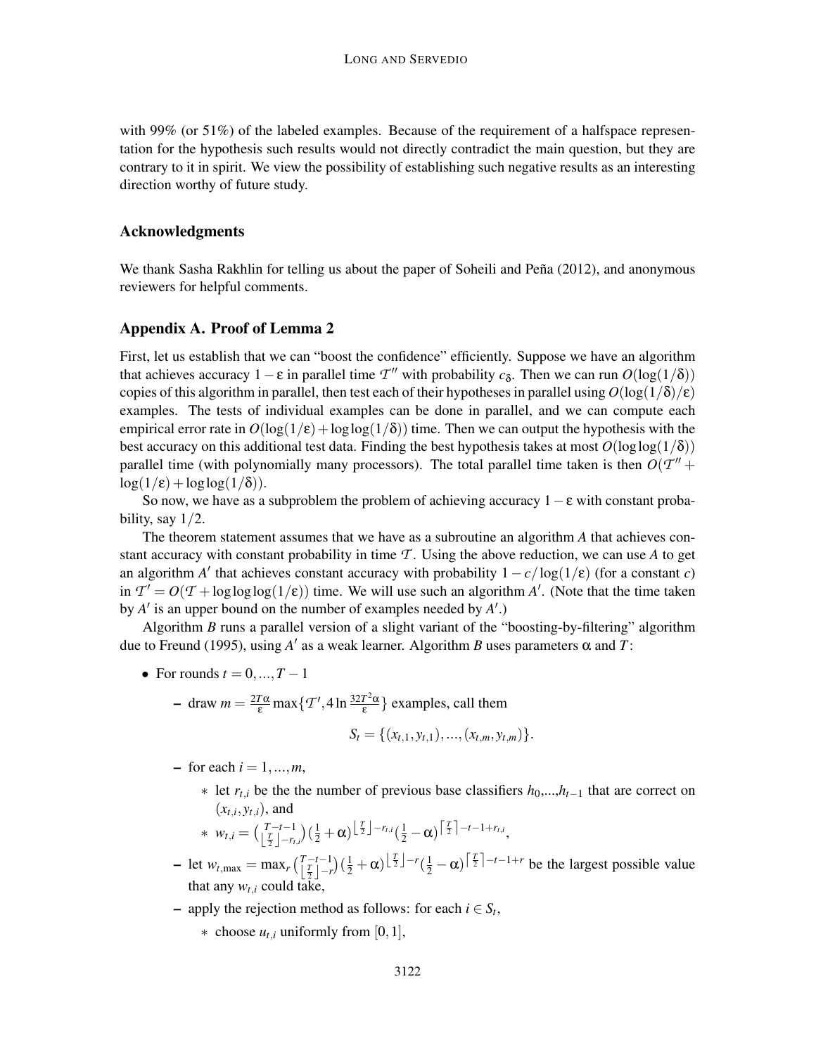with 99% (or 51%) of the labeled examples. Because of the requirement of a halfspace representation for the hypothesis such results would not directly contradict the main question, but they are contrary to it in spirit. We view the possibility of establishing such negative results as an interesting direction worthy of future study.

## Acknowledgments

We thank Sasha Rakhlin for telling us about the paper of Soheili and Peña (2012), and anonymous reviewers for helpful comments.

## Appendix A. Proof of Lemma 2

First, let us establish that we can "boost the confidence" efficiently. Suppose we have an algorithm that achieves accuracy $1-\varepsilon$ in parallel time $\mathcal{T}''$ with probability $c_\delta$. Then we can run $O(\log(1/\delta))$ copies of this algorithm in parallel, then test each of their hypotheses in parallel using $O(\log(1/\delta)/\varepsilon)$ examples. The tests of individual examples can be done in parallel, and we can compute each empirical error rate in $O(\log(1/\varepsilon)+\log\log(1/\delta))$ time. Then we can output the hypothesis with the best accuracy on this additional test data. Finding the best hypothesis takes at most $O(\log\log(1/\delta))$ parallel time (with polynomially many processors). The total parallel time taken is then $O(\mathcal{T}''+\log(1/\varepsilon)+\log\log(1/\delta))$.

So now, we have as a subproblem the problem of achieving accuracy $1-\varepsilon$ with constant probability, say $1/2$.

The theorem statement assumes that we have as a subroutine an algorithm $A$ that achieves constant accuracy with constant probability in time $\mathcal{T}$. Using the above reduction, we can use $A$ to get an algorithm $A'$ that achieves constant accuracy with probability $1-c/\log(1/\varepsilon)$ (for a constant $c$) in $\mathcal{T}'=O(\mathcal{T}+\log\log\log(1/\varepsilon))$ time. We will use such an algorithm $A'$. (Note that the time taken by $A'$ is an upper bound on the number of examples needed by $A'$.)

Algorithm $B$ runs a parallel version of a slight variant of the "boosting-by-filtering" algorithm due to Freund (1995), using $A'$ as a weak learner. Algorithm $B$ uses parameters $\alpha$ and $T$:

- For rounds $t=0,...,T-1$
  - draw $m=\frac{2T\alpha}{\varepsilon}\max\{\mathcal{T}', 4\ln\frac{32T^2\alpha}{\varepsilon}\}$ examples, call them

$$S_t=\{(x_{t,1},y_{t,1}),...,(x_{t,m},y_{t,m})\}.$$

  - for each $i=1,...,m$,
    - let $r_{t,i}$ be the the number of previous base classifiers $h_0$,...,$h_{t-1}$ that are correct on $(x_{t,i},y_{t,i})$, and
    - $w_{t,i}=\binom{T-t-1}{\lfloor\frac{T}{2}\rfloor-r_{t,i}}(\frac{1}{2}+\alpha)^{\lfloor\frac{T}{2}\rfloor-r_{t,i}}(\frac{1}{2}-\alpha)^{\lceil\frac{T}{2}\rceil-t-1+r_{t,i}}$,
  - let $w_{t,\max}=\max_r\binom{T-t-1}{\lfloor\frac{T}{2}\rfloor-r}(\frac{1}{2}+\alpha)^{\lfloor\frac{T}{2}\rfloor-r}(\frac{1}{2}-\alpha)^{\lceil\frac{T}{2}\rceil-t-1+r}$ be the largest possible value that any $w_{t,i}$ could take,
  - apply the rejection method as follows: for each $i\in S_t$,
    - choose $u_{t,i}$ uniformly from $[0,1]$,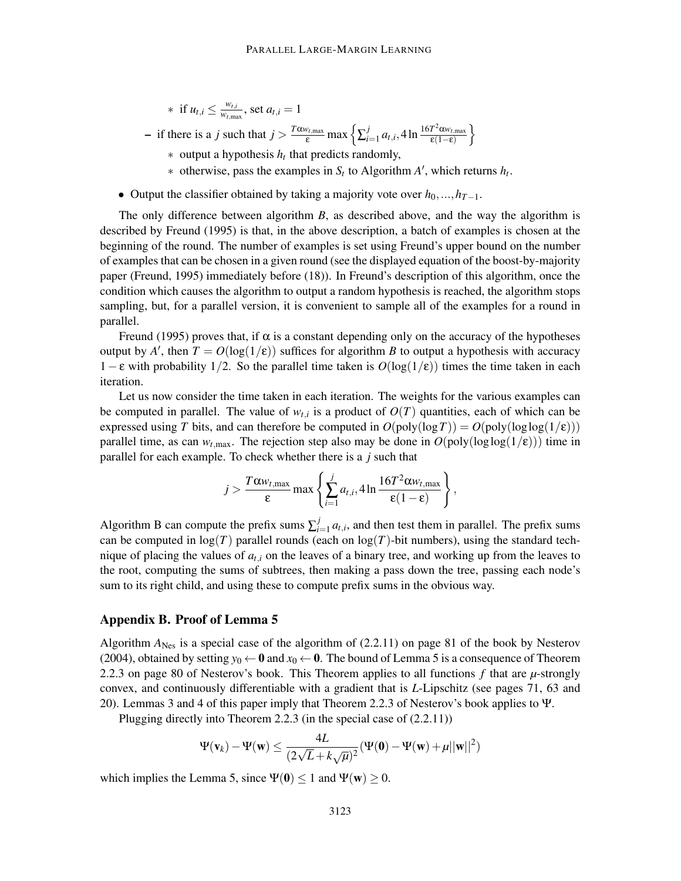* if $u_{t,i} \leq \frac{w_{t,i}}{w_{t,\max}}$, set $a_{t,i} = 1$

  - if there is a $j$ such that $j > \frac{T\alpha w_{t,\max}}{\varepsilon} \max\left\{\sum_{i=1}^{j} a_{t,i}, 4\ln\frac{16T^2\alpha w_{t,\max}}{\varepsilon(1-\varepsilon)}\right\}$
    * output a hypothesis $h_t$ that predicts randomly,
    * otherwise, pass the examples in $S_t$ to Algorithm $A'$, which returns $h_t$.

- Output the classifier obtained by taking a majority vote over $h_0, ..., h_{T-1}$.

The only difference between algorithm $B$, as described above, and the way the algorithm is described by Freund (1995) is that, in the above description, a batch of examples is chosen at the beginning of the round. The number of examples is set using Freund's upper bound on the number of examples that can be chosen in a given round (see the displayed equation of the boost-by-majority paper (Freund, 1995) immediately before (18)). In Freund's description of this algorithm, once the condition which causes the algorithm to output a random hypothesis is reached, the algorithm stops sampling, but, for a parallel version, it is convenient to sample all of the examples for a round in parallel.

Freund (1995) proves that, if $\alpha$ is a constant depending only on the accuracy of the hypotheses output by $A'$, then $T = O(\log(1/\varepsilon))$ suffices for algorithm $B$ to output a hypothesis with accuracy $1-\varepsilon$ with probability $1/2$. So the parallel time taken is $O(\log(1/\varepsilon))$ times the time taken in each iteration.

Let us now consider the time taken in each iteration. The weights for the various examples can be computed in parallel. The value of $w_{t,i}$ is a product of $O(T)$ quantities, each of which can be expressed using $T$ bits, and can therefore be computed in $O(\text{poly}(\log T)) = O(\text{poly}(\log\log(1/\varepsilon)))$ parallel time, as can $w_{t,\max}$. The rejection step also may be done in $O(\text{poly}(\log\log(1/\varepsilon)))$ time in parallel for each example. To check whether there is a $j$ such that

$$j > \frac{T\alpha w_{t,\max}}{\varepsilon} \max\left\{\sum_{i=1}^{j} a_{t,i}, 4\ln\frac{16T^2\alpha w_{t,\max}}{\varepsilon(1-\varepsilon)}\right\},$$

Algorithm B can compute the prefix sums $\sum_{i=1}^{j} a_{t,i}$, and then test them in parallel. The prefix sums can be computed in $\log(T)$ parallel rounds (each on $\log(T)$-bit numbers), using the standard technique of placing the values of $a_{t,i}$ on the leaves of a binary tree, and working up from the leaves to the root, computing the sums of subtrees, then making a pass down the tree, passing each node's sum to its right child, and using these to compute prefix sums in the obvious way.

## Appendix B. Proof of Lemma 5

Algorithm $A_{\text{Nes}}$ is a special case of the algorithm of (2.2.11) on page 81 of the book by Nesterov (2004), obtained by setting $y_0 \leftarrow \mathbf{0}$ and $x_0 \leftarrow \mathbf{0}$. The bound of Lemma 5 is a consequence of Theorem 2.2.3 on page 80 of Nesterov's book. This Theorem applies to all functions $f$ that are $\mu$-strongly convex, and continuously differentiable with a gradient that is $L$-Lipschitz (see pages 71, 63 and 20). Lemmas 3 and 4 of this paper imply that Theorem 2.2.3 of Nesterov's book applies to $\Psi$.

Plugging directly into Theorem 2.2.3 (in the special case of (2.2.11))

$$\Psi(\mathbf{v}_k) - \Psi(\mathbf{w}) \leq \frac{4L}{(2\sqrt{L} + k\sqrt{\mu})^2}(\Psi(\mathbf{0}) - \Psi(\mathbf{w}) + \mu||\mathbf{w}||^2)$$

which implies the Lemma 5, since $\Psi(\mathbf{0}) \leq 1$ and $\Psi(\mathbf{w}) \geq 0$.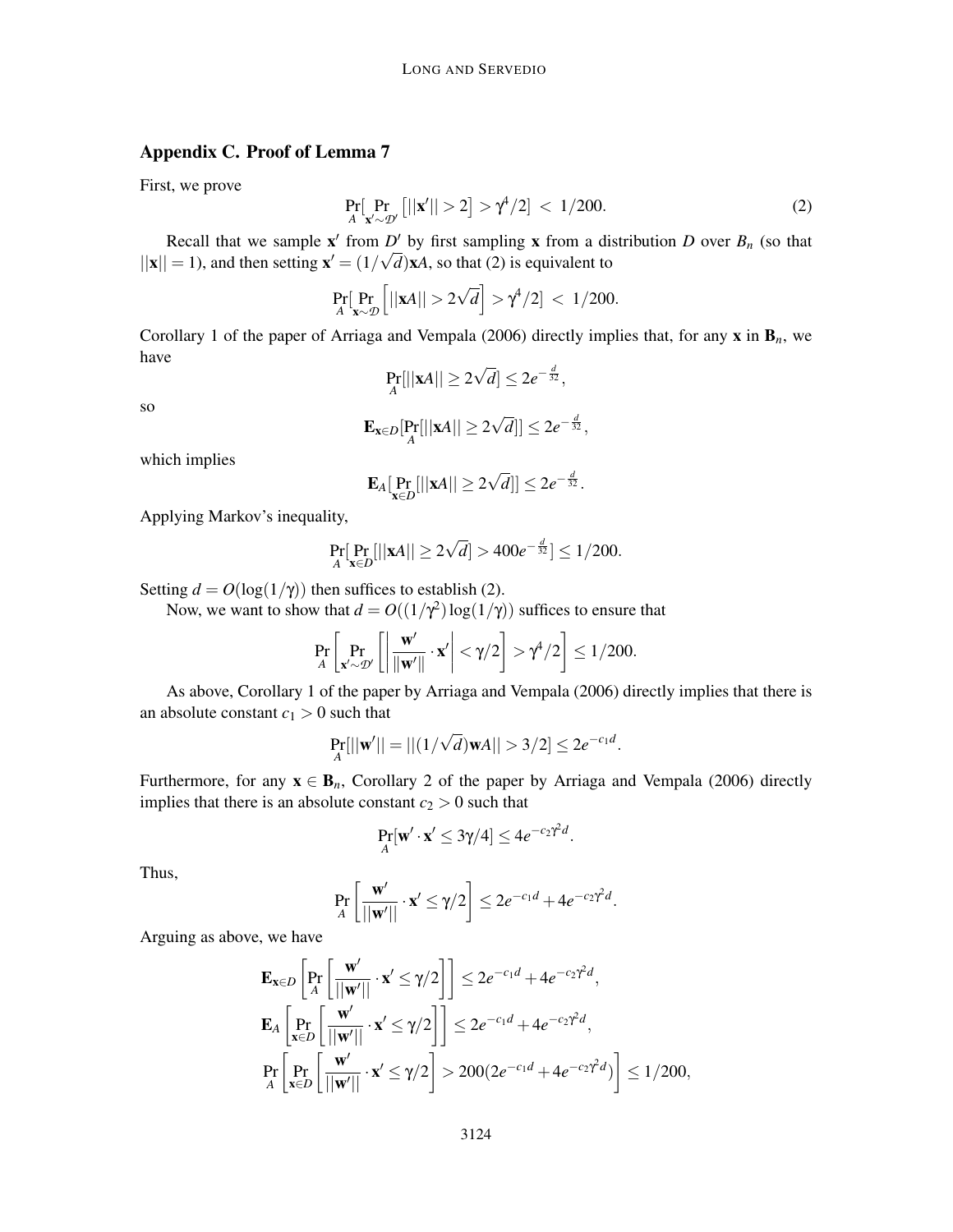## Appendix C. Proof of Lemma 7

First, we prove

$$\Pr_A[\Pr_{\mathbf{x}' \sim \mathcal{D}'}\left[||\mathbf{x}'|| > 2\right] > \gamma^4/2] \; < \; 1/200. \tag{2}$$

Recall that we sample $\mathbf{x}'$ from $D'$ by first sampling $\mathbf{x}$ from a distribution $D$ over $B_n$ (so that $||\mathbf{x}|| = 1$), and then setting $\mathbf{x}' = (1/\sqrt{d})\mathbf{x}A$, so that (2) is equivalent to

$$\Pr_A[\Pr_{\mathbf{x} \sim \mathcal{D}}\left[||\mathbf{x}A|| > 2\sqrt{d}\right] > \gamma^4/2] \; < \; 1/200.$$

Corollary 1 of the paper of Arriaga and Vempala (2006) directly implies that, for any $\mathbf{x}$ in $\mathbf{B}_n$, we have

$$\Pr_A[||\mathbf{x}A|| \geq 2\sqrt{d}] \leq 2e^{-\frac{d}{32}},$$

so

$$\mathbf{E}_{\mathbf{x} \in D}[\Pr_A[||\mathbf{x}A|| \geq 2\sqrt{d}]] \leq 2e^{-\frac{d}{32}},$$

which implies

$$\mathbf{E}_A[\Pr_{\mathbf{x} \in D}[||\mathbf{x}A|| \geq 2\sqrt{d}]] \leq 2e^{-\frac{d}{32}}.$$

Applying Markov's inequality,

$$\Pr_A[\Pr_{\mathbf{x} \in D}[||\mathbf{x}A|| \geq 2\sqrt{d}] > 400e^{-\frac{d}{32}}] \leq 1/200.$$

Setting $d = O(\log(1/\gamma))$ then suffices to establish (2).

Now, we want to show that $d = O((1/\gamma^2)\log(1/\gamma))$ suffices to ensure that

$$\Pr_A\left[\Pr_{\mathbf{x}' \sim \mathcal{D}'}\left[\left|\frac{\mathbf{w}'}{||\mathbf{w}'||} \cdot \mathbf{x}'\right| < \gamma/2\right] > \gamma^4/2\right] \leq 1/200.$$

As above, Corollary 1 of the paper by Arriaga and Vempala (2006) directly implies that there is an absolute constant $c_1 > 0$ such that

$$\Pr_A[||\mathbf{w}'|| = ||(1/\sqrt{d})\mathbf{w}A|| > 3/2] \leq 2e^{-c_1 d}.$$

Furthermore, for any $\mathbf{x} \in \mathbf{B}_n$, Corollary 2 of the paper by Arriaga and Vempala (2006) directly implies that there is an absolute constant $c_2 > 0$ such that

$$\Pr_A[\mathbf{w}' \cdot \mathbf{x}' \leq 3\gamma/4] \leq 4e^{-c_2\gamma^2 d}.$$

Thus,

$$\Pr_A\left[\frac{\mathbf{w}'}{||\mathbf{w}'||} \cdot \mathbf{x}' \leq \gamma/2\right] \leq 2e^{-c_1 d} + 4e^{-c_2\gamma^2 d}.$$

Arguing as above, we have

$$\mathbf{E}_{\mathbf{x} \in D}\left[\Pr_A\left[\frac{\mathbf{w}'}{||\mathbf{w}'||} \cdot \mathbf{x}' \leq \gamma/2\right]\right] \leq 2e^{-c_1 d} + 4e^{-c_2\gamma^2 d},$$

$$\mathbf{E}_A\left[\Pr_{\mathbf{x} \in D}\left[\frac{\mathbf{w}'}{||\mathbf{w}'||} \cdot \mathbf{x}' \leq \gamma/2\right]\right] \leq 2e^{-c_1 d} + 4e^{-c_2\gamma^2 d},$$

$$\Pr_A\left[\Pr_{\mathbf{x} \in D}\left[\frac{\mathbf{w}'}{||\mathbf{w}'||} \cdot \mathbf{x}' \leq \gamma/2\right] > 200(2e^{-c_1 d} + 4e^{-c_2\gamma^2 d})\right] \leq 1/200,$$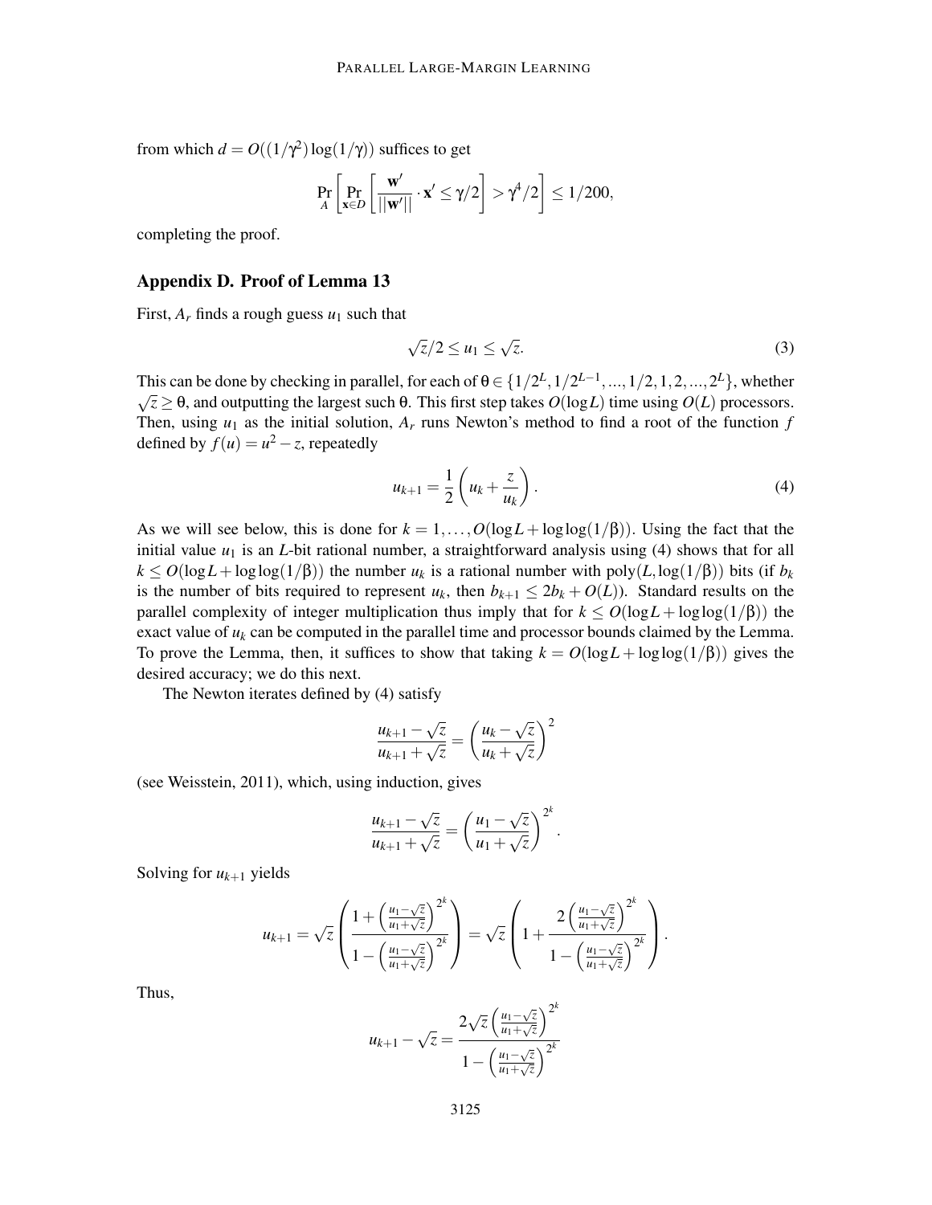from which $d = O((1/\gamma^2)\log(1/\gamma))$ suffices to get

$$\Pr_A \left[ \Pr_{\mathbf{x} \in D} \left[ \frac{\mathbf{w}'}{||\mathbf{w}'||} \cdot \mathbf{x}' \leq \gamma/2 \right] > \gamma^4/2 \right] \leq 1/200,$$

completing the proof.

## Appendix D. Proof of Lemma 13

First, $A_r$ finds a rough guess $u_1$ such that

$$\sqrt{z}/2 \leq u_1 \leq \sqrt{z}. \tag{3}$$

This can be done by checking in parallel, for each of $\theta \in \{1/2^L, 1/2^{L-1}, ..., 1/2, 1, 2, ..., 2^L\}$, whether $\sqrt{z} \geq \theta$, and outputting the largest such $\theta$. This first step takes $O(\log L)$ time using $O(L)$ processors. Then, using $u_1$ as the initial solution, $A_r$ runs Newton's method to find a root of the function $f$ defined by $f(u) = u^2 - z$, repeatedly

$$u_{k+1} = \frac{1}{2}\left(u_k + \frac{z}{u_k}\right). \tag{4}$$

As we will see below, this is done for $k = 1, \ldots, O(\log L + \log\log(1/\beta))$. Using the fact that the initial value $u_1$ is an $L$-bit rational number, a straightforward analysis using (4) shows that for all $k \leq O(\log L + \log\log(1/\beta))$ the number $u_k$ is a rational number with $\text{poly}(L, \log(1/\beta))$ bits (if $b_k$ is the number of bits required to represent $u_k$, then $b_{k+1} \leq 2b_k + O(L)$). Standard results on the parallel complexity of integer multiplication thus imply that for $k \leq O(\log L + \log\log(1/\beta))$ the exact value of $u_k$ can be computed in the parallel time and processor bounds claimed by the Lemma. To prove the Lemma, then, it suffices to show that taking $k = O(\log L + \log\log(1/\beta))$ gives the desired accuracy; we do this next.

The Newton iterates defined by (4) satisfy

$$\frac{u_{k+1} - \sqrt{z}}{u_{k+1} + \sqrt{z}} = \left(\frac{u_k - \sqrt{z}}{u_k + \sqrt{z}}\right)^2$$

(see Weisstein, 2011), which, using induction, gives

$$\frac{u_{k+1} - \sqrt{z}}{u_{k+1} + \sqrt{z}} = \left(\frac{u_1 - \sqrt{z}}{u_1 + \sqrt{z}}\right)^{2^k}.$$

Solving for $u_{k+1}$ yields

$$u_{k+1} = \sqrt{z}\left(\frac{1 + \left(\frac{u_1 - \sqrt{z}}{u_1 + \sqrt{z}}\right)^{2^k}}{1 - \left(\frac{u_1 - \sqrt{z}}{u_1 + \sqrt{z}}\right)^{2^k}}\right) = \sqrt{z}\left(1 + \frac{2\left(\frac{u_1 - \sqrt{z}}{u_1 + \sqrt{z}}\right)^{2^k}}{1 - \left(\frac{u_1 - \sqrt{z}}{u_1 + \sqrt{z}}\right)^{2^k}}\right).$$

Thus,

$$u_{k+1} - \sqrt{z} = \frac{2\sqrt{z}\left(\frac{u_1 - \sqrt{z}}{u_1 + \sqrt{z}}\right)^{2^k}}{1 - \left(\frac{u_1 - \sqrt{z}}{u_1 + \sqrt{z}}\right)^{2^k}}$$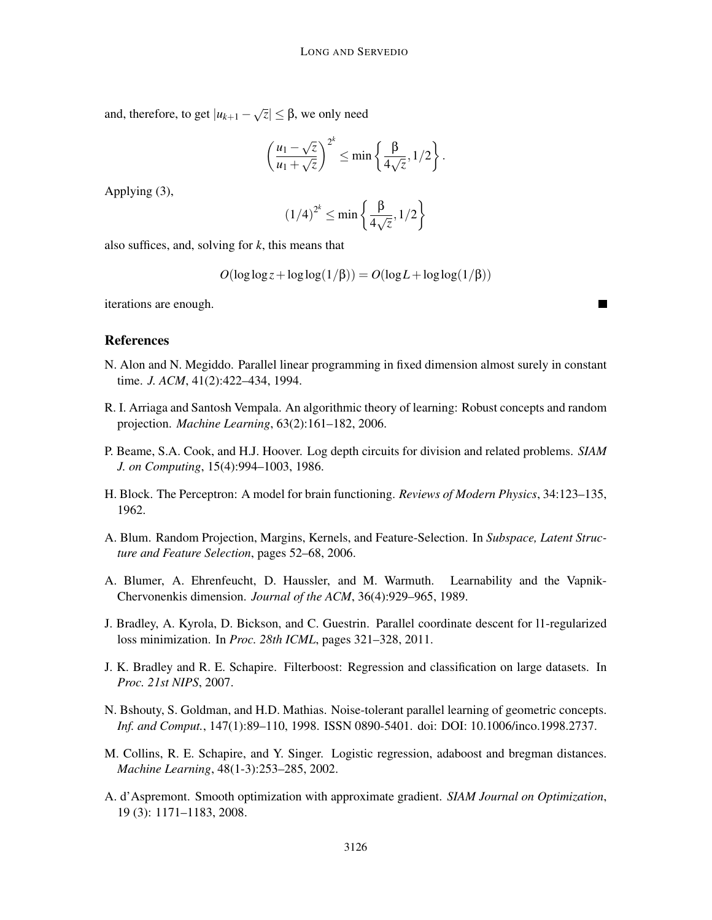and, therefore, to get $|u_{k+1} - \sqrt{z}| \leq \beta$, we only need

$$\left(\frac{u_1 - \sqrt{z}}{u_1 + \sqrt{z}}\right)^{2^k} \leq \min\left\{\frac{\beta}{4\sqrt{z}}, 1/2\right\}.$$

Applying (3),

$$(1/4)^{2^k} \leq \min\left\{\frac{\beta}{4\sqrt{z}}, 1/2\right\}$$

also suffices, and, solving for $k$, this means that

$$O(\log\log z + \log\log(1/\beta)) = O(\log L + \log\log(1/\beta))$$

iterations are enough. ∎

## References

N. Alon and N. Megiddo. Parallel linear programming in fixed dimension almost surely in constant time. *J. ACM*, 41(2):422–434, 1994.

R. I. Arriaga and Santosh Vempala. An algorithmic theory of learning: Robust concepts and random projection. *Machine Learning*, 63(2):161–182, 2006.

P. Beame, S.A. Cook, and H.J. Hoover. Log depth circuits for division and related problems. *SIAM J. on Computing*, 15(4):994–1003, 1986.

H. Block. The Perceptron: A model for brain functioning. *Reviews of Modern Physics*, 34:123–135, 1962.

A. Blum. Random Projection, Margins, Kernels, and Feature-Selection. In *Subspace, Latent Structure and Feature Selection*, pages 52–68, 2006.

A. Blumer, A. Ehrenfeucht, D. Haussler, and M. Warmuth. Learnability and the Vapnik-Chervonenkis dimension. *Journal of the ACM*, 36(4):929–965, 1989.

J. Bradley, A. Kyrola, D. Bickson, and C. Guestrin. Parallel coordinate descent for l1-regularized loss minimization. In *Proc. 28th ICML*, pages 321–328, 2011.

J. K. Bradley and R. E. Schapire. Filterboost: Regression and classification on large datasets. In *Proc. 21st NIPS*, 2007.

N. Bshouty, S. Goldman, and H.D. Mathias. Noise-tolerant parallel learning of geometric concepts. *Inf. and Comput.*, 147(1):89–110, 1998. ISSN 0890-5401. doi: DOI: 10.1006/inco.1998.2737.

M. Collins, R. E. Schapire, and Y. Singer. Logistic regression, adaboost and bregman distances. *Machine Learning*, 48(1-3):253–285, 2002.

A. d'Aspremont. Smooth optimization with approximate gradient. *SIAM Journal on Optimization*, 19 (3): 1171–1183, 2008.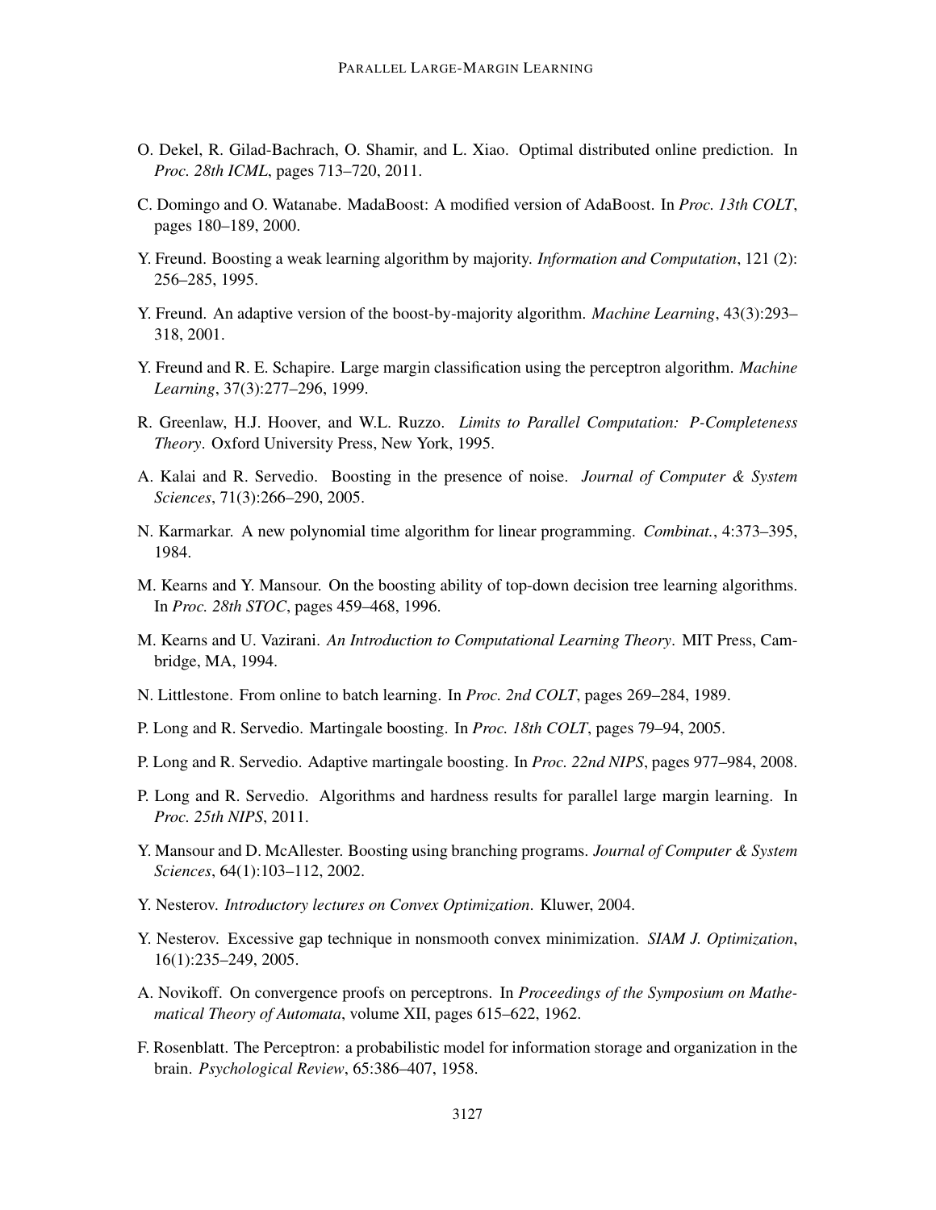O. Dekel, R. Gilad-Bachrach, O. Shamir, and L. Xiao. Optimal distributed online prediction. In *Proc. 28th ICML*, pages 713–720, 2011.

C. Domingo and O. Watanabe. MadaBoost: A modified version of AdaBoost. In *Proc. 13th COLT*, pages 180–189, 2000.

Y. Freund. Boosting a weak learning algorithm by majority. *Information and Computation*, 121 (2): 256–285, 1995.

Y. Freund. An adaptive version of the boost-by-majority algorithm. *Machine Learning*, 43(3):293–318, 2001.

Y. Freund and R. E. Schapire. Large margin classification using the perceptron algorithm. *Machine Learning*, 37(3):277–296, 1999.

R. Greenlaw, H.J. Hoover, and W.L. Ruzzo. *Limits to Parallel Computation: P-Completeness Theory*. Oxford University Press, New York, 1995.

A. Kalai and R. Servedio. Boosting in the presence of noise. *Journal of Computer & System Sciences*, 71(3):266–290, 2005.

N. Karmarkar. A new polynomial time algorithm for linear programming. *Combinat.*, 4:373–395, 1984.

M. Kearns and Y. Mansour. On the boosting ability of top-down decision tree learning algorithms. In *Proc. 28th STOC*, pages 459–468, 1996.

M. Kearns and U. Vazirani. *An Introduction to Computational Learning Theory*. MIT Press, Cambridge, MA, 1994.

N. Littlestone. From online to batch learning. In *Proc. 2nd COLT*, pages 269–284, 1989.

P. Long and R. Servedio. Martingale boosting. In *Proc. 18th COLT*, pages 79–94, 2005.

P. Long and R. Servedio. Adaptive martingale boosting. In *Proc. 22nd NIPS*, pages 977–984, 2008.

P. Long and R. Servedio. Algorithms and hardness results for parallel large margin learning. In *Proc. 25th NIPS*, 2011.

Y. Mansour and D. McAllester. Boosting using branching programs. *Journal of Computer & System Sciences*, 64(1):103–112, 2002.

Y. Nesterov. *Introductory lectures on Convex Optimization*. Kluwer, 2004.

Y. Nesterov. Excessive gap technique in nonsmooth convex minimization. *SIAM J. Optimization*, 16(1):235–249, 2005.

A. Novikoff. On convergence proofs on perceptrons. In *Proceedings of the Symposium on Mathematical Theory of Automata*, volume XII, pages 615–622, 1962.

F. Rosenblatt. The Perceptron: a probabilistic model for information storage and organization in the brain. *Psychological Review*, 65:386–407, 1958.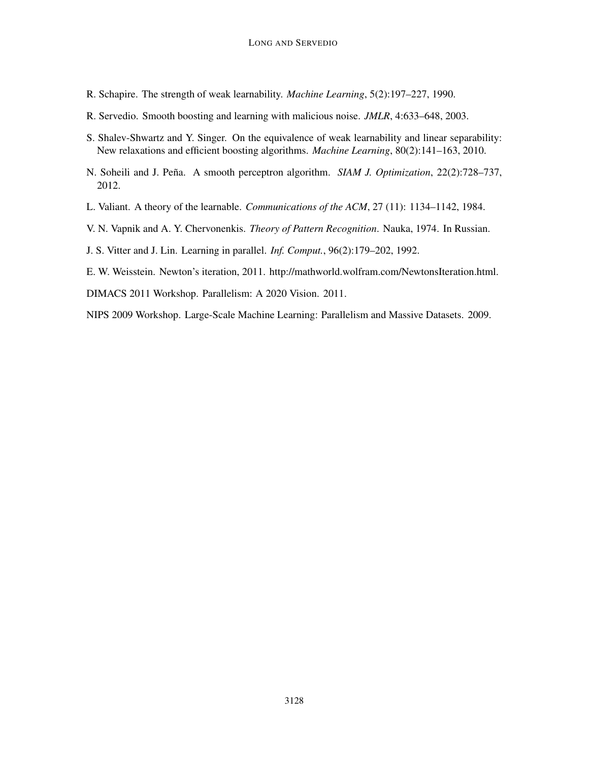R. Schapire. The strength of weak learnability. *Machine Learning*, 5(2):197–227, 1990.

R. Servedio. Smooth boosting and learning with malicious noise. *JMLR*, 4:633–648, 2003.

S. Shalev-Shwartz and Y. Singer. On the equivalence of weak learnability and linear separability: New relaxations and efficient boosting algorithms. *Machine Learning*, 80(2):141–163, 2010.

N. Soheili and J. Peña. A smooth perceptron algorithm. *SIAM J. Optimization*, 22(2):728–737, 2012.

L. Valiant. A theory of the learnable. *Communications of the ACM*, 27 (11): 1134–1142, 1984.

V. N. Vapnik and A. Y. Chervonenkis. *Theory of Pattern Recognition*. Nauka, 1974. In Russian.

J. S. Vitter and J. Lin. Learning in parallel. *Inf. Comput.*, 96(2):179–202, 1992.

E. W. Weisstein. Newton's iteration, 2011. http://mathworld.wolfram.com/NewtonsIteration.html.

DIMACS 2011 Workshop. Parallelism: A 2020 Vision. 2011.

NIPS 2009 Workshop. Large-Scale Machine Learning: Parallelism and Massive Datasets. 2009.